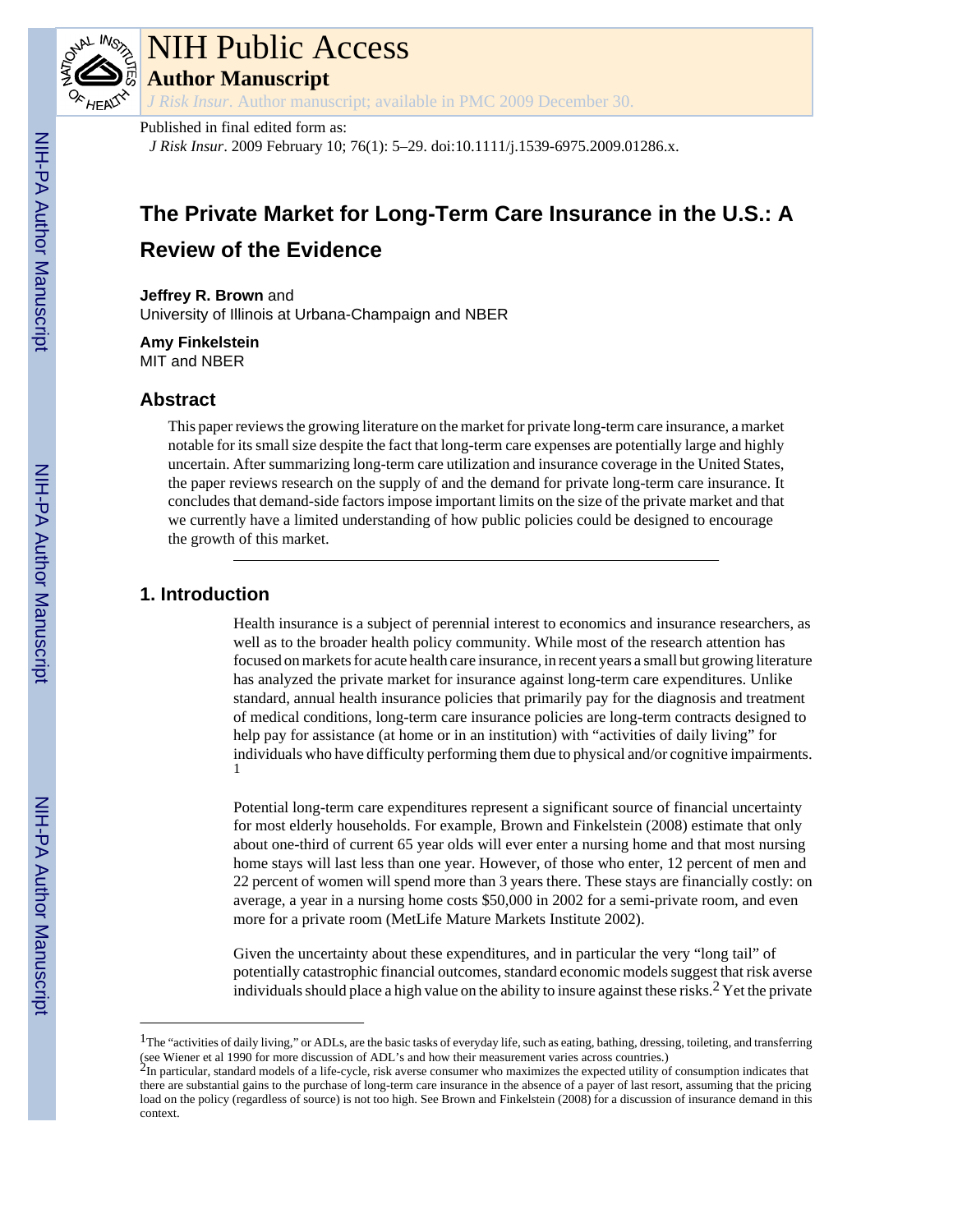NIH Public Access

Author Manuscript

*J Risk Insur*. Author manuscript; available in PMC 2009 December 30.

Published in final edited form as:

*J Risk Insur*. 2009 February 10; 76(1): 5–29. doi:10.1111/j.1539-6975.2009.01286.x.

# The Private Market for Long-Term Care Insurance in the U.S.: A Review of the Evidence

**Jeffrey R. Brown** and
University of Illinois at Urbana-Champaign and NBER

**Amy Finkelstein**
MIT and NBER

## Abstract

This paper reviews the growing literature on the market for private long-term care insurance, a market notable for its small size despite the fact that long-term care expenses are potentially large and highly uncertain. After summarizing long-term care utilization and insurance coverage in the United States, the paper reviews research on the supply of and the demand for private long-term care insurance. It concludes that demand-side factors impose important limits on the size of the private market and that we currently have a limited understanding of how public policies could be designed to encourage the growth of this market.

## 1. Introduction

Health insurance is a subject of perennial interest to economics and insurance researchers, as well as to the broader health policy community. While most of the research attention has focused on markets for acute health care insurance, in recent years a small but growing literature has analyzed the private market for insurance against long-term care expenditures. Unlike standard, annual health insurance policies that primarily pay for the diagnosis and treatment of medical conditions, long-term care insurance policies are long-term contracts designed to help pay for assistance (at home or in an institution) with "activities of daily living" for individuals who have difficulty performing them due to physical and/or cognitive impairments.[1]

Potential long-term care expenditures represent a significant source of financial uncertainty for most elderly households. For example, Brown and Finkelstein (2008) estimate that only about one-third of current 65 year olds will ever enter a nursing home and that most nursing home stays will last less than one year. However, of those who enter, 12 percent of men and 22 percent of women will spend more than 3 years there. These stays are financially costly: on average, a year in a nursing home costs $50,000 in 2002 for a semi-private room, and even more for a private room (MetLife Mature Markets Institute 2002).

Given the uncertainty about these expenditures, and in particular the very "long tail" of potentially catastrophic financial outcomes, standard economic models suggest that risk averse individuals should place a high value on the ability to insure against these risks.[2] Yet the private

---

[1]The "activities of daily living," or ADLs, are the basic tasks of everyday life, such as eating, bathing, dressing, toileting, and transferring (see Wiener et al 1990 for more discussion of ADL's and how their measurement varies across countries.)

[2]In particular, standard models of a life-cycle, risk averse consumer who maximizes the expected utility of consumption indicates that there are substantial gains to the purchase of long-term care insurance in the absence of a payer of last resort, assuming that the pricing load on the policy (regardless of source) is not too high. See Brown and Finkelstein (2008) for a discussion of insurance demand in this context.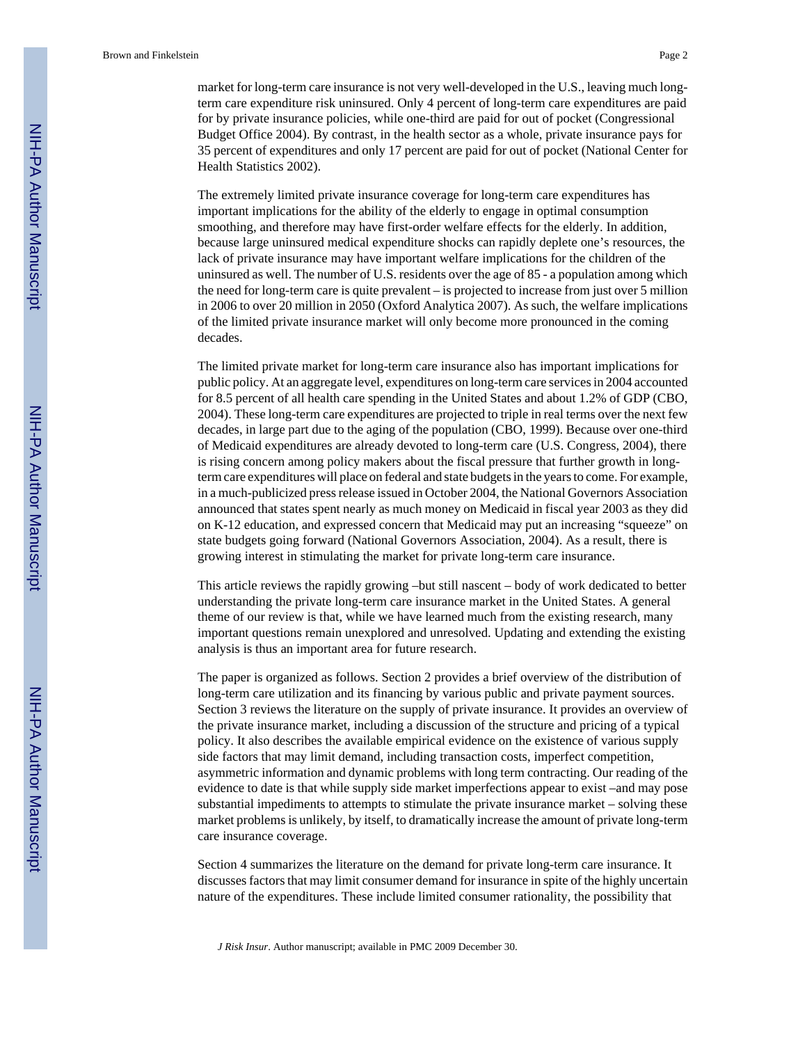market for long-term care insurance is not very well-developed in the U.S., leaving much long-term care expenditure risk uninsured. Only 4 percent of long-term care expenditures are paid for by private insurance policies, while one-third are paid for out of pocket (Congressional Budget Office 2004). By contrast, in the health sector as a whole, private insurance pays for 35 percent of expenditures and only 17 percent are paid for out of pocket (National Center for Health Statistics 2002).

The extremely limited private insurance coverage for long-term care expenditures has important implications for the ability of the elderly to engage in optimal consumption smoothing, and therefore may have first-order welfare effects for the elderly. In addition, because large uninsured medical expenditure shocks can rapidly deplete one's resources, the lack of private insurance may have important welfare implications for the children of the uninsured as well. The number of U.S. residents over the age of 85 - a population among which the need for long-term care is quite prevalent – is projected to increase from just over 5 million in 2006 to over 20 million in 2050 (Oxford Analytica 2007). As such, the welfare implications of the limited private insurance market will only become more pronounced in the coming decades.

The limited private market for long-term care insurance also has important implications for public policy. At an aggregate level, expenditures on long-term care services in 2004 accounted for 8.5 percent of all health care spending in the United States and about 1.2% of GDP (CBO, 2004). These long-term care expenditures are projected to triple in real terms over the next few decades, in large part due to the aging of the population (CBO, 1999). Because over one-third of Medicaid expenditures are already devoted to long-term care (U.S. Congress, 2004), there is rising concern among policy makers about the fiscal pressure that further growth in long-term care expenditures will place on federal and state budgets in the years to come. For example, in a much-publicized press release issued in October 2004, the National Governors Association announced that states spent nearly as much money on Medicaid in fiscal year 2003 as they did on K-12 education, and expressed concern that Medicaid may put an increasing "squeeze" on state budgets going forward (National Governors Association, 2004). As a result, there is growing interest in stimulating the market for private long-term care insurance.

This article reviews the rapidly growing –but still nascent – body of work dedicated to better understanding the private long-term care insurance market in the United States. A general theme of our review is that, while we have learned much from the existing research, many important questions remain unexplored and unresolved. Updating and extending the existing analysis is thus an important area for future research.

The paper is organized as follows. Section 2 provides a brief overview of the distribution of long-term care utilization and its financing by various public and private payment sources. Section 3 reviews the literature on the supply of private insurance. It provides an overview of the private insurance market, including a discussion of the structure and pricing of a typical policy. It also describes the available empirical evidence on the existence of various supply side factors that may limit demand, including transaction costs, imperfect competition, asymmetric information and dynamic problems with long term contracting. Our reading of the evidence to date is that while supply side market imperfections appear to exist –and may pose substantial impediments to attempts to stimulate the private insurance market – solving these market problems is unlikely, by itself, to dramatically increase the amount of private long-term care insurance coverage.

Section 4 summarizes the literature on the demand for private long-term care insurance. It discusses factors that may limit consumer demand for insurance in spite of the highly uncertain nature of the expenditures. These include limited consumer rationality, the possibility that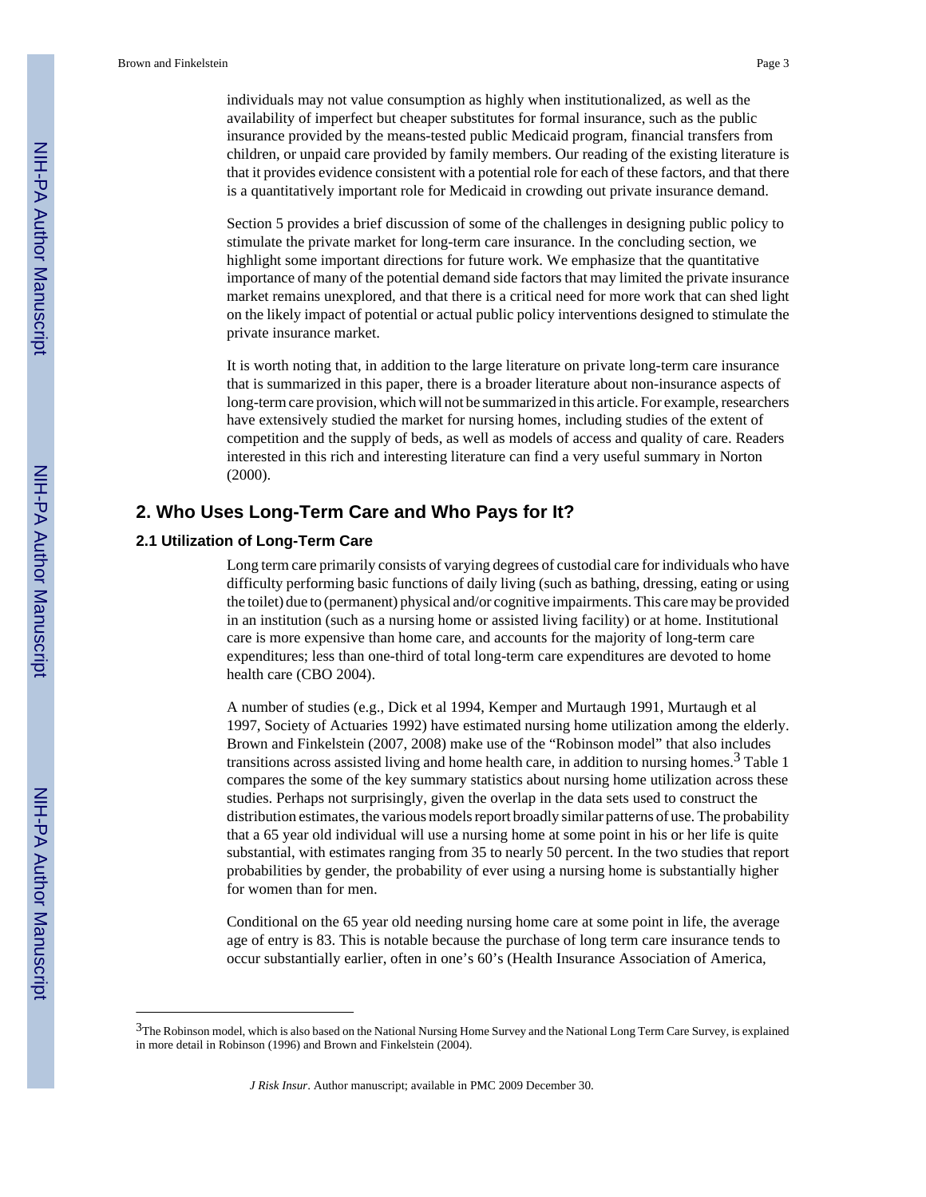individuals may not value consumption as highly when institutionalized, as well as the availability of imperfect but cheaper substitutes for formal insurance, such as the public insurance provided by the means-tested public Medicaid program, financial transfers from children, or unpaid care provided by family members. Our reading of the existing literature is that it provides evidence consistent with a potential role for each of these factors, and that there is a quantitatively important role for Medicaid in crowding out private insurance demand.

Section 5 provides a brief discussion of some of the challenges in designing public policy to stimulate the private market for long-term care insurance. In the concluding section, we highlight some important directions for future work. We emphasize that the quantitative importance of many of the potential demand side factors that may limited the private insurance market remains unexplored, and that there is a critical need for more work that can shed light on the likely impact of potential or actual public policy interventions designed to stimulate the private insurance market.

It is worth noting that, in addition to the large literature on private long-term care insurance that is summarized in this paper, there is a broader literature about non-insurance aspects of long-term care provision, which will not be summarized in this article. For example, researchers have extensively studied the market for nursing homes, including studies of the extent of competition and the supply of beds, as well as models of access and quality of care. Readers interested in this rich and interesting literature can find a very useful summary in Norton (2000).

## 2. Who Uses Long-Term Care and Who Pays for It?

### 2.1 Utilization of Long-Term Care

Long term care primarily consists of varying degrees of custodial care for individuals who have difficulty performing basic functions of daily living (such as bathing, dressing, eating or using the toilet) due to (permanent) physical and/or cognitive impairments. This care may be provided in an institution (such as a nursing home or assisted living facility) or at home. Institutional care is more expensive than home care, and accounts for the majority of long-term care expenditures; less than one-third of total long-term care expenditures are devoted to home health care (CBO 2004).

A number of studies (e.g., Dick et al 1994, Kemper and Murtaugh 1991, Murtaugh et al 1997, Society of Actuaries 1992) have estimated nursing home utilization among the elderly. Brown and Finkelstein (2007, 2008) make use of the "Robinson model" that also includes transitions across assisted living and home health care, in addition to nursing homes.[3] Table 1 compares the some of the key summary statistics about nursing home utilization across these studies. Perhaps not surprisingly, given the overlap in the data sets used to construct the distribution estimates, the various models report broadly similar patterns of use. The probability that a 65 year old individual will use a nursing home at some point in his or her life is quite substantial, with estimates ranging from 35 to nearly 50 percent. In the two studies that report probabilities by gender, the probability of ever using a nursing home is substantially higher for women than for men.

Conditional on the 65 year old needing nursing home care at some point in life, the average age of entry is 83. This is notable because the purchase of long term care insurance tends to occur substantially earlier, often in one's 60's (Health Insurance Association of America,

[3]The Robinson model, which is also based on the National Nursing Home Survey and the National Long Term Care Survey, is explained in more detail in Robinson (1996) and Brown and Finkelstein (2004).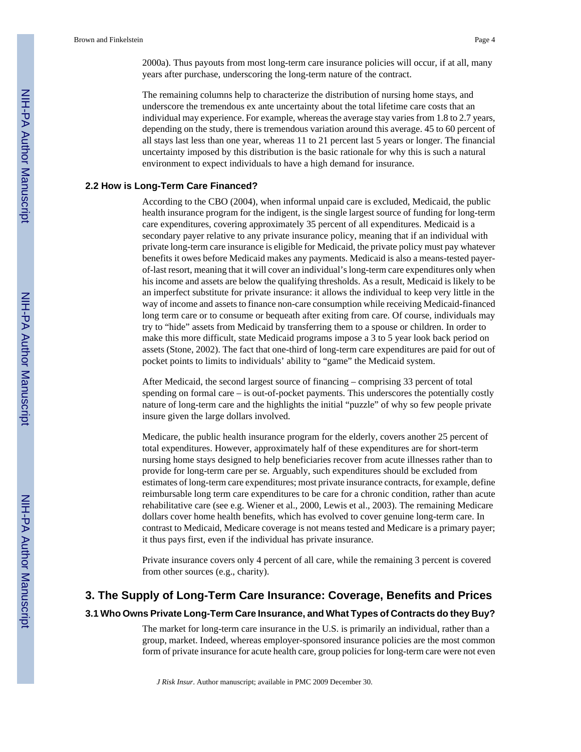2000a). Thus payouts from most long-term care insurance policies will occur, if at all, many years after purchase, underscoring the long-term nature of the contract.

The remaining columns help to characterize the distribution of nursing home stays, and underscore the tremendous ex ante uncertainty about the total lifetime care costs that an individual may experience. For example, whereas the average stay varies from 1.8 to 2.7 years, depending on the study, there is tremendous variation around this average. 45 to 60 percent of all stays last less than one year, whereas 11 to 21 percent last 5 years or longer. The financial uncertainty imposed by this distribution is the basic rationale for why this is such a natural environment to expect individuals to have a high demand for insurance.

### 2.2 How is Long-Term Care Financed?

According to the CBO (2004), when informal unpaid care is excluded, Medicaid, the public health insurance program for the indigent, is the single largest source of funding for long-term care expenditures, covering approximately 35 percent of all expenditures. Medicaid is a secondary payer relative to any private insurance policy, meaning that if an individual with private long-term care insurance is eligible for Medicaid, the private policy must pay whatever benefits it owes before Medicaid makes any payments. Medicaid is also a means-tested payer-of-last resort, meaning that it will cover an individual's long-term care expenditures only when his income and assets are below the qualifying thresholds. As a result, Medicaid is likely to be an imperfect substitute for private insurance: it allows the individual to keep very little in the way of income and assets to finance non-care consumption while receiving Medicaid-financed long term care or to consume or bequeath after exiting from care. Of course, individuals may try to "hide" assets from Medicaid by transferring them to a spouse or children. In order to make this more difficult, state Medicaid programs impose a 3 to 5 year look back period on assets (Stone, 2002). The fact that one-third of long-term care expenditures are paid for out of pocket points to limits to individuals' ability to "game" the Medicaid system.

After Medicaid, the second largest source of financing – comprising 33 percent of total spending on formal care – is out-of-pocket payments. This underscores the potentially costly nature of long-term care and the highlights the initial "puzzle" of why so few people private insure given the large dollars involved.

Medicare, the public health insurance program for the elderly, covers another 25 percent of total expenditures. However, approximately half of these expenditures are for short-term nursing home stays designed to help beneficiaries recover from acute illnesses rather than to provide for long-term care per se. Arguably, such expenditures should be excluded from estimates of long-term care expenditures; most private insurance contracts, for example, define reimbursable long term care expenditures to be care for a chronic condition, rather than acute rehabilitative care (see e.g. Wiener et al., 2000, Lewis et al., 2003). The remaining Medicare dollars cover home health benefits, which has evolved to cover genuine long-term care. In contrast to Medicaid, Medicare coverage is not means tested and Medicare is a primary payer; it thus pays first, even if the individual has private insurance.

Private insurance covers only 4 percent of all care, while the remaining 3 percent is covered from other sources (e.g., charity).

## 3. The Supply of Long-Term Care Insurance: Coverage, Benefits and Prices

### 3.1 Who Owns Private Long-Term Care Insurance, and What Types of Contracts do they Buy?

The market for long-term care insurance in the U.S. is primarily an individual, rather than a group, market. Indeed, whereas employer-sponsored insurance policies are the most common form of private insurance for acute health care, group policies for long-term care were not even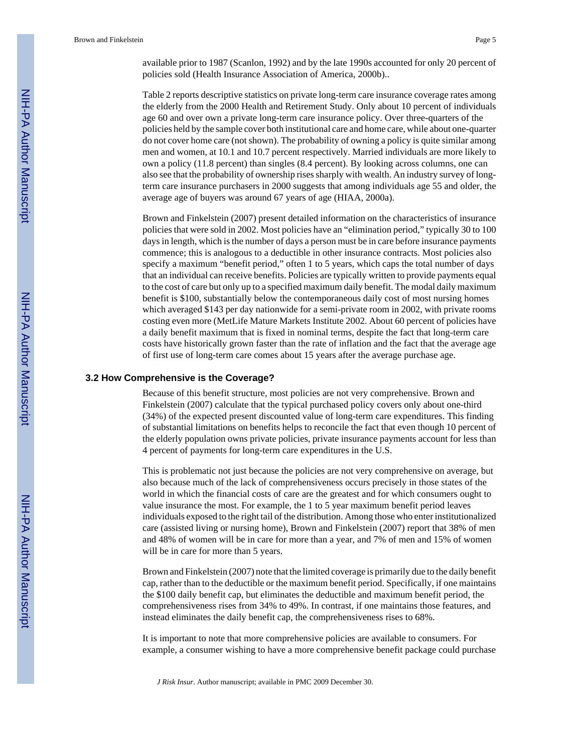available prior to 1987 (Scanlon, 1992) and by the late 1990s accounted for only 20 percent of policies sold (Health Insurance Association of America, 2000b)..

Table 2 reports descriptive statistics on private long-term care insurance coverage rates among the elderly from the 2000 Health and Retirement Study. Only about 10 percent of individuals age 60 and over own a private long-term care insurance policy. Over three-quarters of the policies held by the sample cover both institutional care and home care, while about one-quarter do not cover home care (not shown). The probability of owning a policy is quite similar among men and women, at 10.1 and 10.7 percent respectively. Married individuals are more likely to own a policy (11.8 percent) than singles (8.4 percent). By looking across columns, one can also see that the probability of ownership rises sharply with wealth. An industry survey of long-term care insurance purchasers in 2000 suggests that among individuals age 55 and older, the average age of buyers was around 67 years of age (HIAA, 2000a).

Brown and Finkelstein (2007) present detailed information on the characteristics of insurance policies that were sold in 2002. Most policies have an "elimination period," typically 30 to 100 days in length, which is the number of days a person must be in care before insurance payments commence; this is analogous to a deductible in other insurance contracts. Most policies also specify a maximum "benefit period," often 1 to 5 years, which caps the total number of days that an individual can receive benefits. Policies are typically written to provide payments equal to the cost of care but only up to a specified maximum daily benefit. The modal daily maximum benefit is $100, substantially below the contemporaneous daily cost of most nursing homes which averaged $143 per day nationwide for a semi-private room in 2002, with private rooms costing even more (MetLife Mature Markets Institute 2002. About 60 percent of policies have a daily benefit maximum that is fixed in nominal terms, despite the fact that long-term care costs have historically grown faster than the rate of inflation and the fact that the average age of first use of long-term care comes about 15 years after the average purchase age.

### 3.2 How Comprehensive is the Coverage?

Because of this benefit structure, most policies are not very comprehensive. Brown and Finkelstein (2007) calculate that the typical purchased policy covers only about one-third (34%) of the expected present discounted value of long-term care expenditures. This finding of substantial limitations on benefits helps to reconcile the fact that even though 10 percent of the elderly population owns private policies, private insurance payments account for less than 4 percent of payments for long-term care expenditures in the U.S.

This is problematic not just because the policies are not very comprehensive on average, but also because much of the lack of comprehensiveness occurs precisely in those states of the world in which the financial costs of care are the greatest and for which consumers ought to value insurance the most. For example, the 1 to 5 year maximum benefit period leaves individuals exposed to the right tail of the distribution. Among those who enter institutionalized care (assisted living or nursing home), Brown and Finkelstein (2007) report that 38% of men and 48% of women will be in care for more than a year, and 7% of men and 15% of women will be in care for more than 5 years.

Brown and Finkelstein (2007) note that the limited coverage is primarily due to the daily benefit cap, rather than to the deductible or the maximum benefit period. Specifically, if one maintains the $100 daily benefit cap, but eliminates the deductible and maximum benefit period, the comprehensiveness rises from 34% to 49%. In contrast, if one maintains those features, and instead eliminates the daily benefit cap, the comprehensiveness rises to 68%.

It is important to note that more comprehensive policies are available to consumers. For example, a consumer wishing to have a more comprehensive benefit package could purchase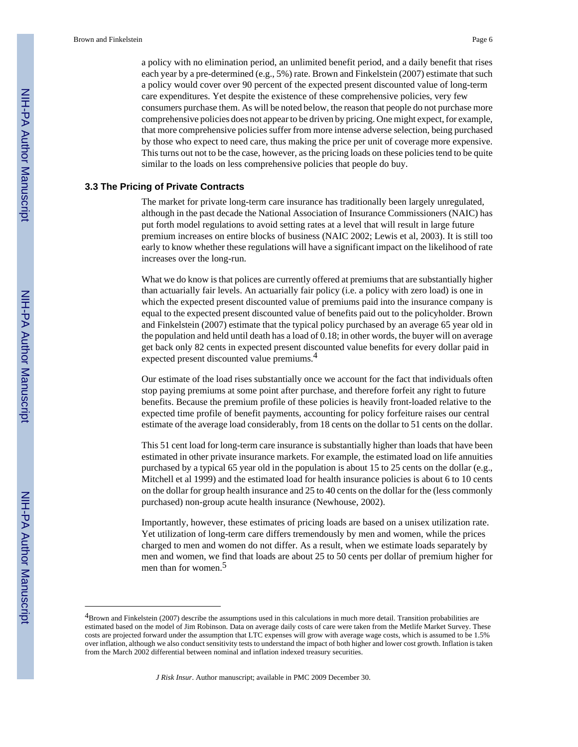a policy with no elimination period, an unlimited benefit period, and a daily benefit that rises each year by a pre-determined (e.g., 5%) rate. Brown and Finkelstein (2007) estimate that such a policy would cover over 90 percent of the expected present discounted value of long-term care expenditures. Yet despite the existence of these comprehensive policies, very few consumers purchase them. As will be noted below, the reason that people do not purchase more comprehensive policies does not appear to be driven by pricing. One might expect, for example, that more comprehensive policies suffer from more intense adverse selection, being purchased by those who expect to need care, thus making the price per unit of coverage more expensive. This turns out not to be the case, however, as the pricing loads on these policies tend to be quite similar to the loads on less comprehensive policies that people do buy.

### 3.3 The Pricing of Private Contracts

The market for private long-term care insurance has traditionally been largely unregulated, although in the past decade the National Association of Insurance Commissioners (NAIC) has put forth model regulations to avoid setting rates at a level that will result in large future premium increases on entire blocks of business (NAIC 2002; Lewis et al, 2003). It is still too early to know whether these regulations will have a significant impact on the likelihood of rate increases over the long-run.

What we do know is that polices are currently offered at premiums that are substantially higher than actuarially fair levels. An actuarially fair policy (i.e. a policy with zero load) is one in which the expected present discounted value of premiums paid into the insurance company is equal to the expected present discounted value of benefits paid out to the policyholder. Brown and Finkelstein (2007) estimate that the typical policy purchased by an average 65 year old in the population and held until death has a load of 0.18; in other words, the buyer will on average get back only 82 cents in expected present discounted value benefits for every dollar paid in expected present discounted value premiums.[4]

Our estimate of the load rises substantially once we account for the fact that individuals often stop paying premiums at some point after purchase, and therefore forfeit any right to future benefits. Because the premium profile of these policies is heavily front-loaded relative to the expected time profile of benefit payments, accounting for policy forfeiture raises our central estimate of the average load considerably, from 18 cents on the dollar to 51 cents on the dollar.

This 51 cent load for long-term care insurance is substantially higher than loads that have been estimated in other private insurance markets. For example, the estimated load on life annuities purchased by a typical 65 year old in the population is about 15 to 25 cents on the dollar (e.g., Mitchell et al 1999) and the estimated load for health insurance policies is about 6 to 10 cents on the dollar for group health insurance and 25 to 40 cents on the dollar for the (less commonly purchased) non-group acute health insurance (Newhouse, 2002).

Importantly, however, these estimates of pricing loads are based on a unisex utilization rate. Yet utilization of long-term care differs tremendously by men and women, while the prices charged to men and women do not differ. As a result, when we estimate loads separately by men and women, we find that loads are about 25 to 50 cents per dollar of premium higher for men than for women.[5]

---

[4]Brown and Finkelstein (2007) describe the assumptions used in this calculations in much more detail. Transition probabilities are estimated based on the model of Jim Robinson. Data on average daily costs of care were taken from the Metlife Market Survey. These costs are projected forward under the assumption that LTC expenses will grow with average wage costs, which is assumed to be 1.5% over inflation, although we also conduct sensitivity tests to understand the impact of both higher and lower cost growth. Inflation is taken from the March 2002 differential between nominal and inflation indexed treasury securities.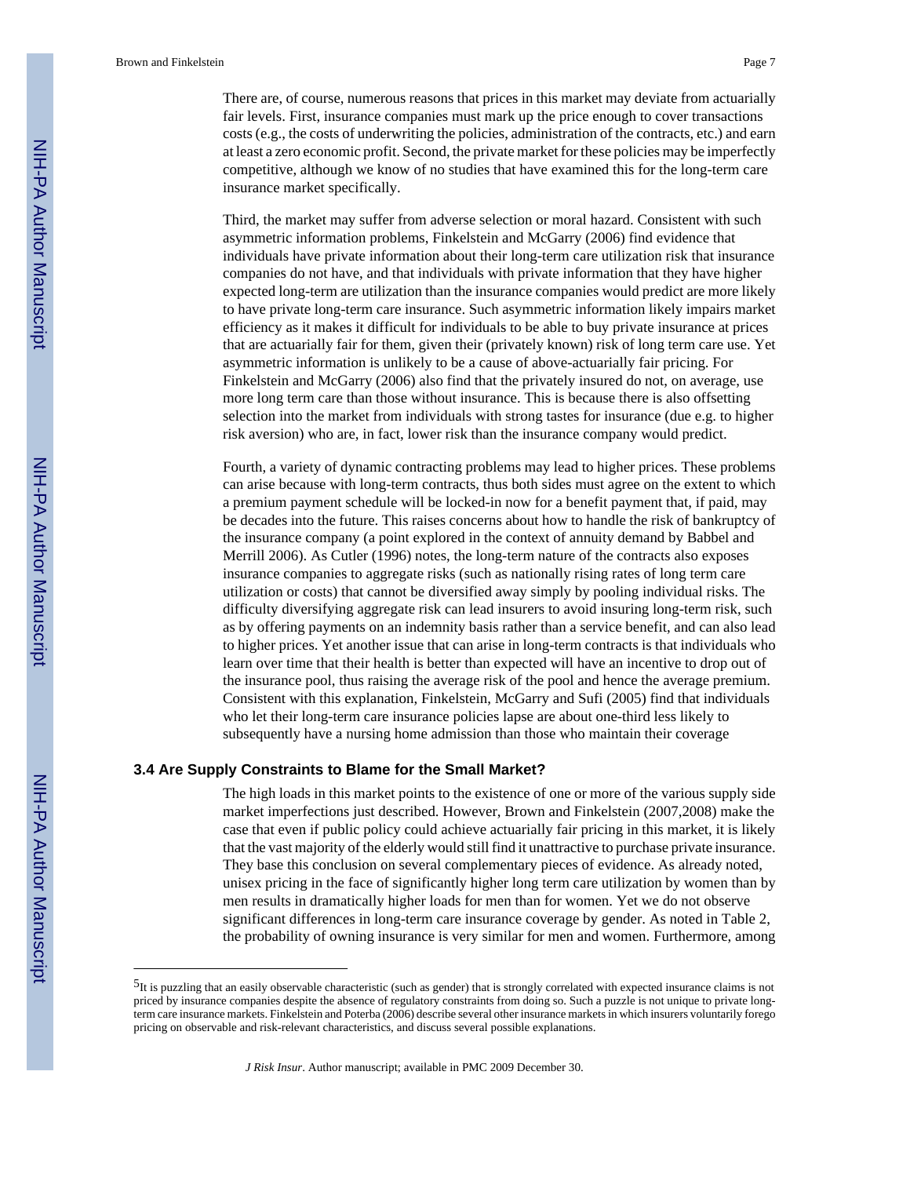There are, of course, numerous reasons that prices in this market may deviate from actuarially fair levels. First, insurance companies must mark up the price enough to cover transactions costs (e.g., the costs of underwriting the policies, administration of the contracts, etc.) and earn at least a zero economic profit. Second, the private market for these policies may be imperfectly competitive, although we know of no studies that have examined this for the long-term care insurance market specifically.

Third, the market may suffer from adverse selection or moral hazard. Consistent with such asymmetric information problems, Finkelstein and McGarry (2006) find evidence that individuals have private information about their long-term care utilization risk that insurance companies do not have, and that individuals with private information that they have higher expected long-term are utilization than the insurance companies would predict are more likely to have private long-term care insurance. Such asymmetric information likely impairs market efficiency as it makes it difficult for individuals to be able to buy private insurance at prices that are actuarially fair for them, given their (privately known) risk of long term care use. Yet asymmetric information is unlikely to be a cause of above-actuarially fair pricing. For Finkelstein and McGarry (2006) also find that the privately insured do not, on average, use more long term care than those without insurance. This is because there is also offsetting selection into the market from individuals with strong tastes for insurance (due e.g. to higher risk aversion) who are, in fact, lower risk than the insurance company would predict.

Fourth, a variety of dynamic contracting problems may lead to higher prices. These problems can arise because with long-term contracts, thus both sides must agree on the extent to which a premium payment schedule will be locked-in now for a benefit payment that, if paid, may be decades into the future. This raises concerns about how to handle the risk of bankruptcy of the insurance company (a point explored in the context of annuity demand by Babbel and Merrill 2006). As Cutler (1996) notes, the long-term nature of the contracts also exposes insurance companies to aggregate risks (such as nationally rising rates of long term care utilization or costs) that cannot be diversified away simply by pooling individual risks. The difficulty diversifying aggregate risk can lead insurers to avoid insuring long-term risk, such as by offering payments on an indemnity basis rather than a service benefit, and can also lead to higher prices. Yet another issue that can arise in long-term contracts is that individuals who learn over time that their health is better than expected will have an incentive to drop out of the insurance pool, thus raising the average risk of the pool and hence the average premium. Consistent with this explanation, Finkelstein, McGarry and Sufi (2005) find that individuals who let their long-term care insurance policies lapse are about one-third less likely to subsequently have a nursing home admission than those who maintain their coverage

### 3.4 Are Supply Constraints to Blame for the Small Market?

The high loads in this market points to the existence of one or more of the various supply side market imperfections just described. However, Brown and Finkelstein (2007,2008) make the case that even if public policy could achieve actuarially fair pricing in this market, it is likely that the vast majority of the elderly would still find it unattractive to purchase private insurance. They base this conclusion on several complementary pieces of evidence. As already noted, unisex pricing in the face of significantly higher long term care utilization by women than by men results in dramatically higher loads for men than for women. Yet we do not observe significant differences in long-term care insurance coverage by gender. As noted in Table 2, the probability of owning insurance is very similar for men and women. Furthermore, among

---

[5] It is puzzling that an easily observable characteristic (such as gender) that is strongly correlated with expected insurance claims is not priced by insurance companies despite the absence of regulatory constraints from doing so. Such a puzzle is not unique to private long-term care insurance markets. Finkelstein and Poterba (2006) describe several other insurance markets in which insurers voluntarily forego pricing on observable and risk-relevant characteristics, and discuss several possible explanations.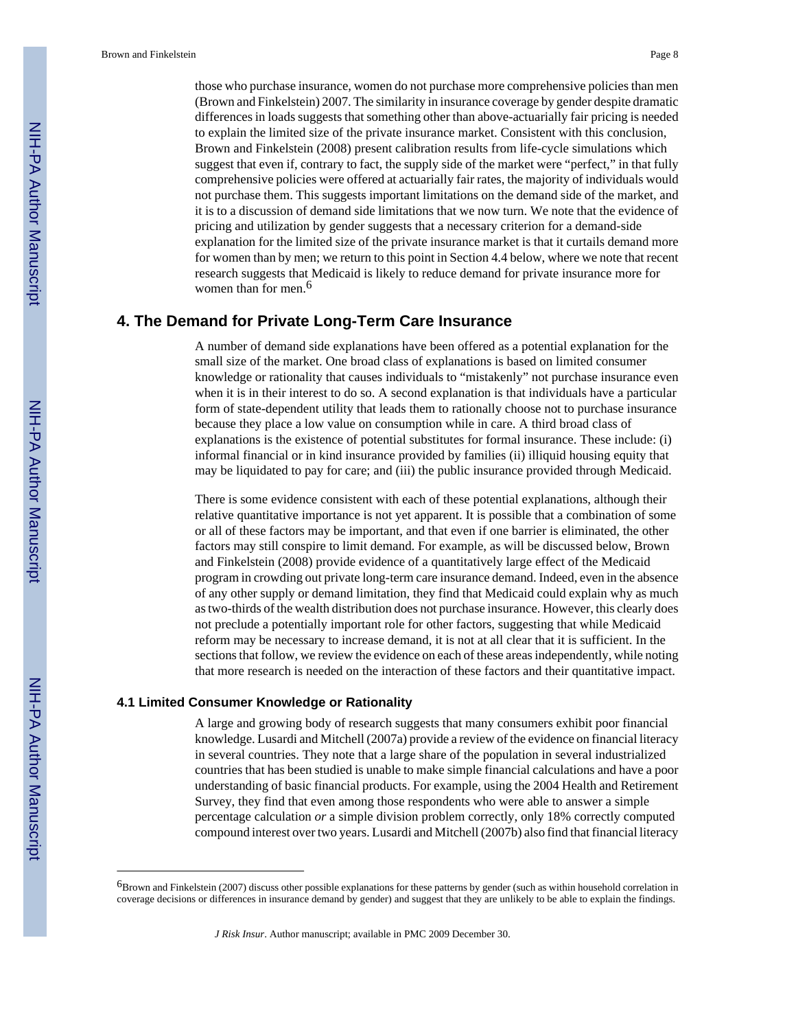those who purchase insurance, women do not purchase more comprehensive policies than men (Brown and Finkelstein) 2007. The similarity in insurance coverage by gender despite dramatic differences in loads suggests that something other than above-actuarially fair pricing is needed to explain the limited size of the private insurance market. Consistent with this conclusion, Brown and Finkelstein (2008) present calibration results from life-cycle simulations which suggest that even if, contrary to fact, the supply side of the market were "perfect," in that fully comprehensive policies were offered at actuarially fair rates, the majority of individuals would not purchase them. This suggests important limitations on the demand side of the market, and it is to a discussion of demand side limitations that we now turn. We note that the evidence of pricing and utilization by gender suggests that a necessary criterion for a demand-side explanation for the limited size of the private insurance market is that it curtails demand more for women than by men; we return to this point in Section 4.4 below, where we note that recent research suggests that Medicaid is likely to reduce demand for private insurance more for women than for men.[6]

## 4. The Demand for Private Long-Term Care Insurance

A number of demand side explanations have been offered as a potential explanation for the small size of the market. One broad class of explanations is based on limited consumer knowledge or rationality that causes individuals to "mistakenly" not purchase insurance even when it is in their interest to do so. A second explanation is that individuals have a particular form of state-dependent utility that leads them to rationally choose not to purchase insurance because they place a low value on consumption while in care. A third broad class of explanations is the existence of potential substitutes for formal insurance. These include: (i) informal financial or in kind insurance provided by families (ii) illiquid housing equity that may be liquidated to pay for care; and (iii) the public insurance provided through Medicaid.

There is some evidence consistent with each of these potential explanations, although their relative quantitative importance is not yet apparent. It is possible that a combination of some or all of these factors may be important, and that even if one barrier is eliminated, the other factors may still conspire to limit demand. For example, as will be discussed below, Brown and Finkelstein (2008) provide evidence of a quantitatively large effect of the Medicaid program in crowding out private long-term care insurance demand. Indeed, even in the absence of any other supply or demand limitation, they find that Medicaid could explain why as much as two-thirds of the wealth distribution does not purchase insurance. However, this clearly does not preclude a potentially important role for other factors, suggesting that while Medicaid reform may be necessary to increase demand, it is not at all clear that it is sufficient. In the sections that follow, we review the evidence on each of these areas independently, while noting that more research is needed on the interaction of these factors and their quantitative impact.

### 4.1 Limited Consumer Knowledge or Rationality

A large and growing body of research suggests that many consumers exhibit poor financial knowledge. Lusardi and Mitchell (2007a) provide a review of the evidence on financial literacy in several countries. They note that a large share of the population in several industrialized countries that has been studied is unable to make simple financial calculations and have a poor understanding of basic financial products. For example, using the 2004 Health and Retirement Survey, they find that even among those respondents who were able to answer a simple percentage calculation *or* a simple division problem correctly, only 18% correctly computed compound interest over two years. Lusardi and Mitchell (2007b) also find that financial literacy

[6] Brown and Finkelstein (2007) discuss other possible explanations for these patterns by gender (such as within household correlation in coverage decisions or differences in insurance demand by gender) and suggest that they are unlikely to be able to explain the findings.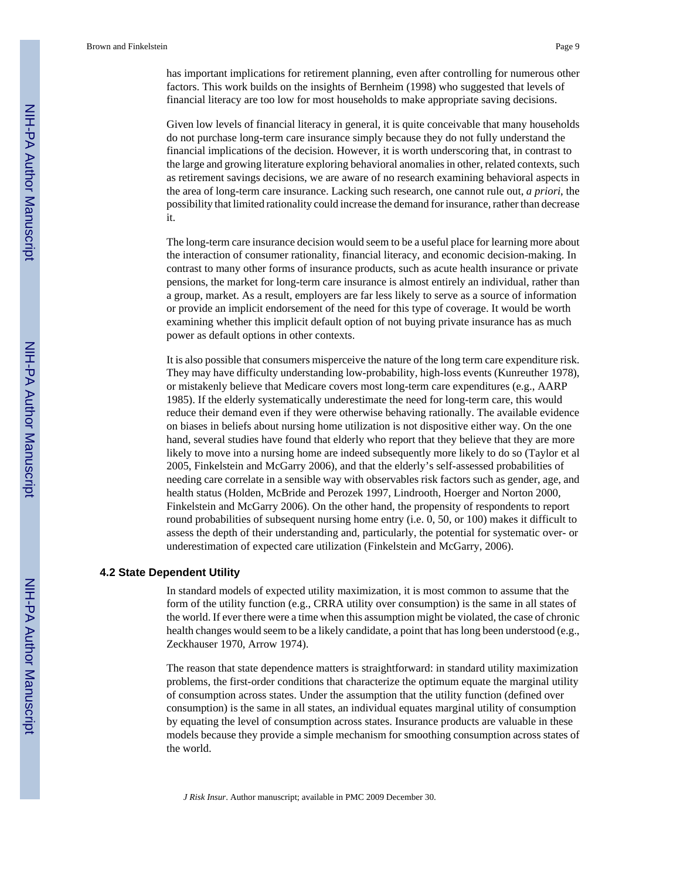has important implications for retirement planning, even after controlling for numerous other factors. This work builds on the insights of Bernheim (1998) who suggested that levels of financial literacy are too low for most households to make appropriate saving decisions.

Given low levels of financial literacy in general, it is quite conceivable that many households do not purchase long-term care insurance simply because they do not fully understand the financial implications of the decision. However, it is worth underscoring that, in contrast to the large and growing literature exploring behavioral anomalies in other, related contexts, such as retirement savings decisions, we are aware of no research examining behavioral aspects in the area of long-term care insurance. Lacking such research, one cannot rule out, *a priori*, the possibility that limited rationality could increase the demand for insurance, rather than decrease it.

The long-term care insurance decision would seem to be a useful place for learning more about the interaction of consumer rationality, financial literacy, and economic decision-making. In contrast to many other forms of insurance products, such as acute health insurance or private pensions, the market for long-term care insurance is almost entirely an individual, rather than a group, market. As a result, employers are far less likely to serve as a source of information or provide an implicit endorsement of the need for this type of coverage. It would be worth examining whether this implicit default option of not buying private insurance has as much power as default options in other contexts.

It is also possible that consumers misperceive the nature of the long term care expenditure risk. They may have difficulty understanding low-probability, high-loss events (Kunreuther 1978), or mistakenly believe that Medicare covers most long-term care expenditures (e.g., AARP 1985). If the elderly systematically underestimate the need for long-term care, this would reduce their demand even if they were otherwise behaving rationally. The available evidence on biases in beliefs about nursing home utilization is not dispositive either way. On the one hand, several studies have found that elderly who report that they believe that they are more likely to move into a nursing home are indeed subsequently more likely to do so (Taylor et al 2005, Finkelstein and McGarry 2006), and that the elderly's self-assessed probabilities of needing care correlate in a sensible way with observables risk factors such as gender, age, and health status (Holden, McBride and Perozek 1997, Lindrooth, Hoerger and Norton 2000, Finkelstein and McGarry 2006). On the other hand, the propensity of respondents to report round probabilities of subsequent nursing home entry (i.e. 0, 50, or 100) makes it difficult to assess the depth of their understanding and, particularly, the potential for systematic over- or underestimation of expected care utilization (Finkelstein and McGarry, 2006).

### 4.2 State Dependent Utility

In standard models of expected utility maximization, it is most common to assume that the form of the utility function (e.g., CRRA utility over consumption) is the same in all states of the world. If ever there were a time when this assumption might be violated, the case of chronic health changes would seem to be a likely candidate, a point that has long been understood (e.g., Zeckhauser 1970, Arrow 1974).

The reason that state dependence matters is straightforward: in standard utility maximization problems, the first-order conditions that characterize the optimum equate the marginal utility of consumption across states. Under the assumption that the utility function (defined over consumption) is the same in all states, an individual equates marginal utility of consumption by equating the level of consumption across states. Insurance products are valuable in these models because they provide a simple mechanism for smoothing consumption across states of the world.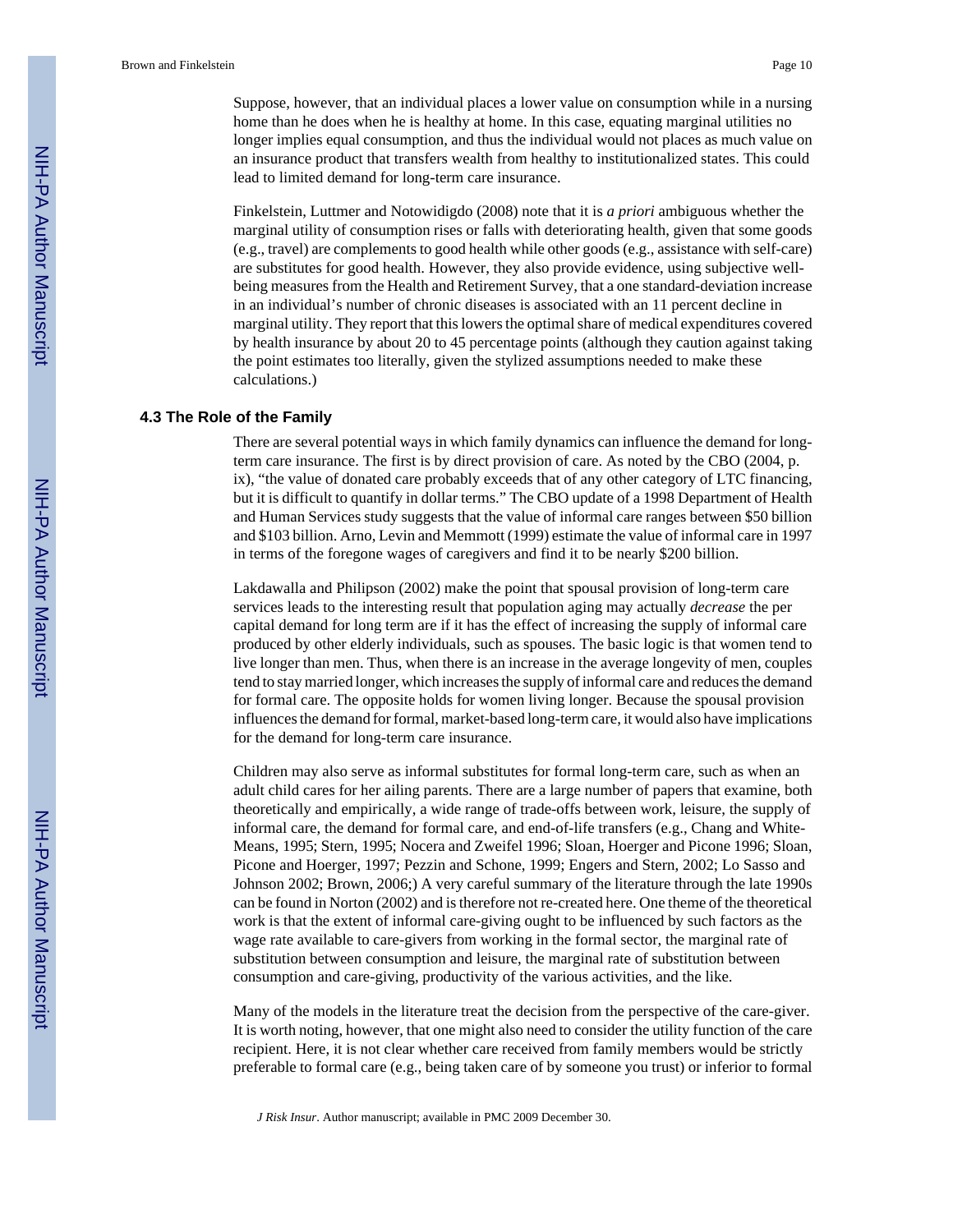Suppose, however, that an individual places a lower value on consumption while in a nursing home than he does when he is healthy at home. In this case, equating marginal utilities no longer implies equal consumption, and thus the individual would not places as much value on an insurance product that transfers wealth from healthy to institutionalized states. This could lead to limited demand for long-term care insurance.

Finkelstein, Luttmer and Notowidigdo (2008) note that it is *a priori* ambiguous whether the marginal utility of consumption rises or falls with deteriorating health, given that some goods (e.g., travel) are complements to good health while other goods (e.g., assistance with self-care) are substitutes for good health. However, they also provide evidence, using subjective well-being measures from the Health and Retirement Survey, that a one standard-deviation increase in an individual's number of chronic diseases is associated with an 11 percent decline in marginal utility. They report that this lowers the optimal share of medical expenditures covered by health insurance by about 20 to 45 percentage points (although they caution against taking the point estimates too literally, given the stylized assumptions needed to make these calculations.)

### 4.3 The Role of the Family

There are several potential ways in which family dynamics can influence the demand for long-term care insurance. The first is by direct provision of care. As noted by the CBO (2004, p. ix), "the value of donated care probably exceeds that of any other category of LTC financing, but it is difficult to quantify in dollar terms." The CBO update of a 1998 Department of Health and Human Services study suggests that the value of informal care ranges between $50 billion and $103 billion. Arno, Levin and Memmott (1999) estimate the value of informal care in 1997 in terms of the foregone wages of caregivers and find it to be nearly $200 billion.

Lakdawalla and Philipson (2002) make the point that spousal provision of long-term care services leads to the interesting result that population aging may actually *decrease* the per capital demand for long term are if it has the effect of increasing the supply of informal care produced by other elderly individuals, such as spouses. The basic logic is that women tend to live longer than men. Thus, when there is an increase in the average longevity of men, couples tend to stay married longer, which increases the supply of informal care and reduces the demand for formal care. The opposite holds for women living longer. Because the spousal provision influences the demand for formal, market-based long-term care, it would also have implications for the demand for long-term care insurance.

Children may also serve as informal substitutes for formal long-term care, such as when an adult child cares for her ailing parents. There are a large number of papers that examine, both theoretically and empirically, a wide range of trade-offs between work, leisure, the supply of informal care, the demand for formal care, and end-of-life transfers (e.g., Chang and White-Means, 1995; Stern, 1995; Nocera and Zweifel 1996; Sloan, Hoerger and Picone 1996; Sloan, Picone and Hoerger, 1997; Pezzin and Schone, 1999; Engers and Stern, 2002; Lo Sasso and Johnson 2002; Brown, 2006;) A very careful summary of the literature through the late 1990s can be found in Norton (2002) and is therefore not re-created here. One theme of the theoretical work is that the extent of informal care-giving ought to be influenced by such factors as the wage rate available to care-givers from working in the formal sector, the marginal rate of substitution between consumption and leisure, the marginal rate of substitution between consumption and care-giving, productivity of the various activities, and the like.

Many of the models in the literature treat the decision from the perspective of the care-giver. It is worth noting, however, that one might also need to consider the utility function of the care recipient. Here, it is not clear whether care received from family members would be strictly preferable to formal care (e.g., being taken care of by someone you trust) or inferior to formal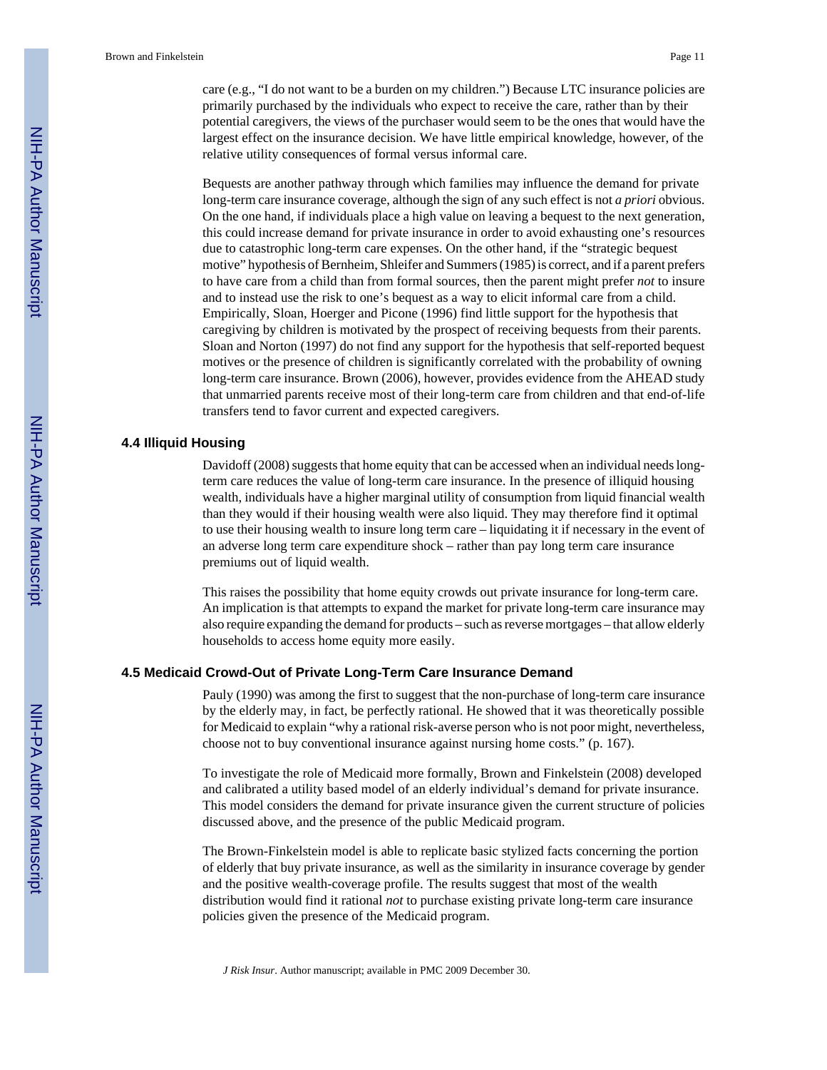care (e.g., "I do not want to be a burden on my children.") Because LTC insurance policies are primarily purchased by the individuals who expect to receive the care, rather than by their potential caregivers, the views of the purchaser would seem to be the ones that would have the largest effect on the insurance decision. We have little empirical knowledge, however, of the relative utility consequences of formal versus informal care.

Bequests are another pathway through which families may influence the demand for private long-term care insurance coverage, although the sign of any such effect is not *a priori* obvious. On the one hand, if individuals place a high value on leaving a bequest to the next generation, this could increase demand for private insurance in order to avoid exhausting one's resources due to catastrophic long-term care expenses. On the other hand, if the "strategic bequest motive" hypothesis of Bernheim, Shleifer and Summers (1985) is correct, and if a parent prefers to have care from a child than from formal sources, then the parent might prefer *not* to insure and to instead use the risk to one's bequest as a way to elicit informal care from a child. Empirically, Sloan, Hoerger and Picone (1996) find little support for the hypothesis that caregiving by children is motivated by the prospect of receiving bequests from their parents. Sloan and Norton (1997) do not find any support for the hypothesis that self-reported bequest motives or the presence of children is significantly correlated with the probability of owning long-term care insurance. Brown (2006), however, provides evidence from the AHEAD study that unmarried parents receive most of their long-term care from children and that end-of-life transfers tend to favor current and expected caregivers.

### 4.4 Illiquid Housing

Davidoff (2008) suggests that home equity that can be accessed when an individual needs long-term care reduces the value of long-term care insurance. In the presence of illiquid housing wealth, individuals have a higher marginal utility of consumption from liquid financial wealth than they would if their housing wealth were also liquid. They may therefore find it optimal to use their housing wealth to insure long term care – liquidating it if necessary in the event of an adverse long term care expenditure shock – rather than pay long term care insurance premiums out of liquid wealth.

This raises the possibility that home equity crowds out private insurance for long-term care. An implication is that attempts to expand the market for private long-term care insurance may also require expanding the demand for products – such as reverse mortgages – that allow elderly households to access home equity more easily.

### 4.5 Medicaid Crowd-Out of Private Long-Term Care Insurance Demand

Pauly (1990) was among the first to suggest that the non-purchase of long-term care insurance by the elderly may, in fact, be perfectly rational. He showed that it was theoretically possible for Medicaid to explain "why a rational risk-averse person who is not poor might, nevertheless, choose not to buy conventional insurance against nursing home costs." (p. 167).

To investigate the role of Medicaid more formally, Brown and Finkelstein (2008) developed and calibrated a utility based model of an elderly individual's demand for private insurance. This model considers the demand for private insurance given the current structure of policies discussed above, and the presence of the public Medicaid program.

The Brown-Finkelstein model is able to replicate basic stylized facts concerning the portion of elderly that buy private insurance, as well as the similarity in insurance coverage by gender and the positive wealth-coverage profile. The results suggest that most of the wealth distribution would find it rational *not* to purchase existing private long-term care insurance policies given the presence of the Medicaid program.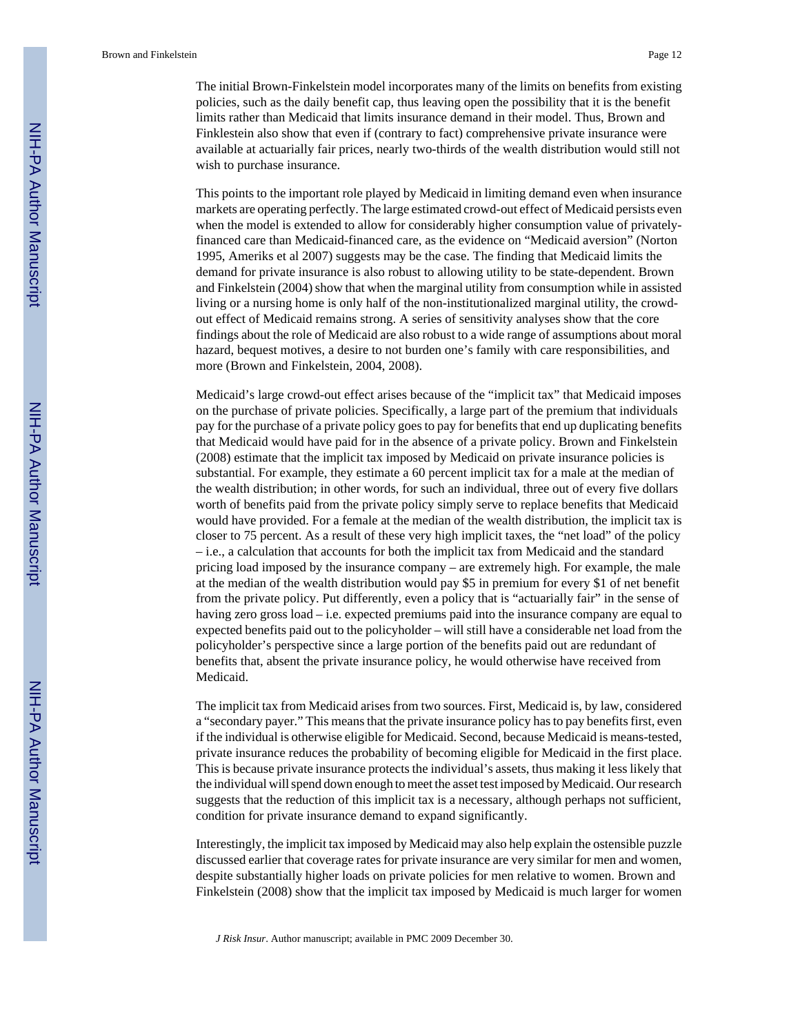The initial Brown-Finkelstein model incorporates many of the limits on benefits from existing policies, such as the daily benefit cap, thus leaving open the possibility that it is the benefit limits rather than Medicaid that limits insurance demand in their model. Thus, Brown and Finklestein also show that even if (contrary to fact) comprehensive private insurance were available at actuarially fair prices, nearly two-thirds of the wealth distribution would still not wish to purchase insurance.

This points to the important role played by Medicaid in limiting demand even when insurance markets are operating perfectly. The large estimated crowd-out effect of Medicaid persists even when the model is extended to allow for considerably higher consumption value of privately-financed care than Medicaid-financed care, as the evidence on "Medicaid aversion" (Norton 1995, Ameriks et al 2007) suggests may be the case. The finding that Medicaid limits the demand for private insurance is also robust to allowing utility to be state-dependent. Brown and Finkelstein (2004) show that when the marginal utility from consumption while in assisted living or a nursing home is only half of the non-institutionalized marginal utility, the crowd-out effect of Medicaid remains strong. A series of sensitivity analyses show that the core findings about the role of Medicaid are also robust to a wide range of assumptions about moral hazard, bequest motives, a desire to not burden one's family with care responsibilities, and more (Brown and Finkelstein, 2004, 2008).

Medicaid's large crowd-out effect arises because of the "implicit tax" that Medicaid imposes on the purchase of private policies. Specifically, a large part of the premium that individuals pay for the purchase of a private policy goes to pay for benefits that end up duplicating benefits that Medicaid would have paid for in the absence of a private policy. Brown and Finkelstein (2008) estimate that the implicit tax imposed by Medicaid on private insurance policies is substantial. For example, they estimate a 60 percent implicit tax for a male at the median of the wealth distribution; in other words, for such an individual, three out of every five dollars worth of benefits paid from the private policy simply serve to replace benefits that Medicaid would have provided. For a female at the median of the wealth distribution, the implicit tax is closer to 75 percent. As a result of these very high implicit taxes, the "net load" of the policy – i.e., a calculation that accounts for both the implicit tax from Medicaid and the standard pricing load imposed by the insurance company – are extremely high. For example, the male at the median of the wealth distribution would pay $5 in premium for every $1 of net benefit from the private policy. Put differently, even a policy that is "actuarially fair" in the sense of having zero gross load – i.e. expected premiums paid into the insurance company are equal to expected benefits paid out to the policyholder – will still have a considerable net load from the policyholder's perspective since a large portion of the benefits paid out are redundant of benefits that, absent the private insurance policy, he would otherwise have received from Medicaid.

The implicit tax from Medicaid arises from two sources. First, Medicaid is, by law, considered a "secondary payer." This means that the private insurance policy has to pay benefits first, even if the individual is otherwise eligible for Medicaid. Second, because Medicaid is means-tested, private insurance reduces the probability of becoming eligible for Medicaid in the first place. This is because private insurance protects the individual's assets, thus making it less likely that the individual will spend down enough to meet the asset test imposed by Medicaid. Our research suggests that the reduction of this implicit tax is a necessary, although perhaps not sufficient, condition for private insurance demand to expand significantly.

Interestingly, the implicit tax imposed by Medicaid may also help explain the ostensible puzzle discussed earlier that coverage rates for private insurance are very similar for men and women, despite substantially higher loads on private policies for men relative to women. Brown and Finkelstein (2008) show that the implicit tax imposed by Medicaid is much larger for women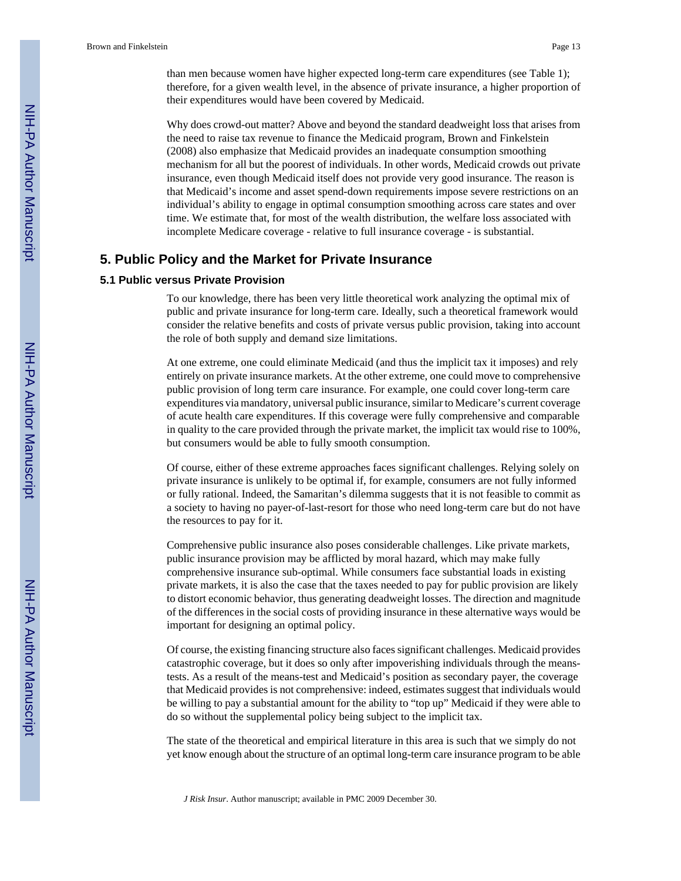than men because women have higher expected long-term care expenditures (see Table 1); therefore, for a given wealth level, in the absence of private insurance, a higher proportion of their expenditures would have been covered by Medicaid.

Why does crowd-out matter? Above and beyond the standard deadweight loss that arises from the need to raise tax revenue to finance the Medicaid program, Brown and Finkelstein (2008) also emphasize that Medicaid provides an inadequate consumption smoothing mechanism for all but the poorest of individuals. In other words, Medicaid crowds out private insurance, even though Medicaid itself does not provide very good insurance. The reason is that Medicaid's income and asset spend-down requirements impose severe restrictions on an individual's ability to engage in optimal consumption smoothing across care states and over time. We estimate that, for most of the wealth distribution, the welfare loss associated with incomplete Medicare coverage - relative to full insurance coverage - is substantial.

## 5. Public Policy and the Market for Private Insurance

### 5.1 Public versus Private Provision

To our knowledge, there has been very little theoretical work analyzing the optimal mix of public and private insurance for long-term care. Ideally, such a theoretical framework would consider the relative benefits and costs of private versus public provision, taking into account the role of both supply and demand size limitations.

At one extreme, one could eliminate Medicaid (and thus the implicit tax it imposes) and rely entirely on private insurance markets. At the other extreme, one could move to comprehensive public provision of long term care insurance. For example, one could cover long-term care expenditures via mandatory, universal public insurance, similar to Medicare's current coverage of acute health care expenditures. If this coverage were fully comprehensive and comparable in quality to the care provided through the private market, the implicit tax would rise to 100%, but consumers would be able to fully smooth consumption.

Of course, either of these extreme approaches faces significant challenges. Relying solely on private insurance is unlikely to be optimal if, for example, consumers are not fully informed or fully rational. Indeed, the Samaritan's dilemma suggests that it is not feasible to commit as a society to having no payer-of-last-resort for those who need long-term care but do not have the resources to pay for it.

Comprehensive public insurance also poses considerable challenges. Like private markets, public insurance provision may be afflicted by moral hazard, which may make fully comprehensive insurance sub-optimal. While consumers face substantial loads in existing private markets, it is also the case that the taxes needed to pay for public provision are likely to distort economic behavior, thus generating deadweight losses. The direction and magnitude of the differences in the social costs of providing insurance in these alternative ways would be important for designing an optimal policy.

Of course, the existing financing structure also faces significant challenges. Medicaid provides catastrophic coverage, but it does so only after impoverishing individuals through the means-tests. As a result of the means-test and Medicaid's position as secondary payer, the coverage that Medicaid provides is not comprehensive: indeed, estimates suggest that individuals would be willing to pay a substantial amount for the ability to "top up" Medicaid if they were able to do so without the supplemental policy being subject to the implicit tax.

The state of the theoretical and empirical literature in this area is such that we simply do not yet know enough about the structure of an optimal long-term care insurance program to be able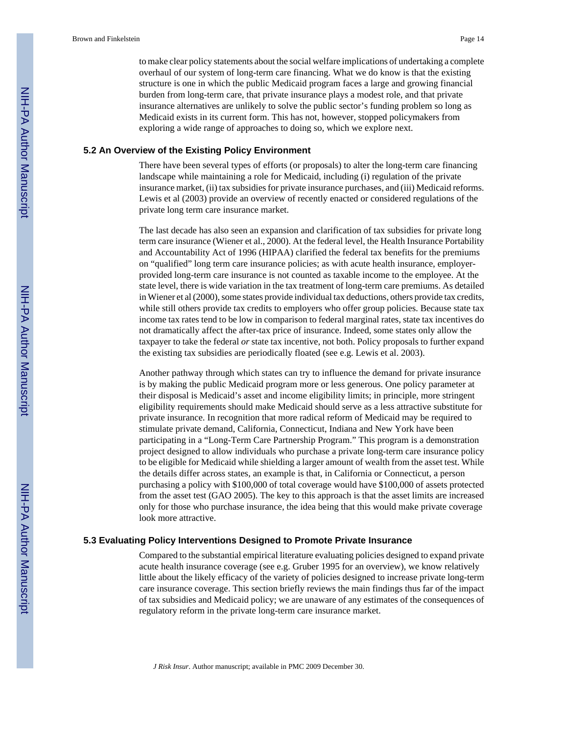to make clear policy statements about the social welfare implications of undertaking a complete overhaul of our system of long-term care financing. What we do know is that the existing structure is one in which the public Medicaid program faces a large and growing financial burden from long-term care, that private insurance plays a modest role, and that private insurance alternatives are unlikely to solve the public sector's funding problem so long as Medicaid exists in its current form. This has not, however, stopped policymakers from exploring a wide range of approaches to doing so, which we explore next.

## 5.2 An Overview of the Existing Policy Environment

There have been several types of efforts (or proposals) to alter the long-term care financing landscape while maintaining a role for Medicaid, including (i) regulation of the private insurance market, (ii) tax subsidies for private insurance purchases, and (iii) Medicaid reforms. Lewis et al (2003) provide an overview of recently enacted or considered regulations of the private long term care insurance market.

The last decade has also seen an expansion and clarification of tax subsidies for private long term care insurance (Wiener et al., 2000). At the federal level, the Health Insurance Portability and Accountability Act of 1996 (HIPAA) clarified the federal tax benefits for the premiums on "qualified" long term care insurance policies; as with acute health insurance, employer-provided long-term care insurance is not counted as taxable income to the employee. At the state level, there is wide variation in the tax treatment of long-term care premiums. As detailed in Wiener et al (2000), some states provide individual tax deductions, others provide tax credits, while still others provide tax credits to employers who offer group policies. Because state tax income tax rates tend to be low in comparison to federal marginal rates, state tax incentives do not dramatically affect the after-tax price of insurance. Indeed, some states only allow the taxpayer to take the federal *or* state tax incentive, not both. Policy proposals to further expand the existing tax subsidies are periodically floated (see e.g. Lewis et al. 2003).

Another pathway through which states can try to influence the demand for private insurance is by making the public Medicaid program more or less generous. One policy parameter at their disposal is Medicaid's asset and income eligibility limits; in principle, more stringent eligibility requirements should make Medicaid should serve as a less attractive substitute for private insurance. In recognition that more radical reform of Medicaid may be required to stimulate private demand, California, Connecticut, Indiana and New York have been participating in a "Long-Term Care Partnership Program." This program is a demonstration project designed to allow individuals who purchase a private long-term care insurance policy to be eligible for Medicaid while shielding a larger amount of wealth from the asset test. While the details differ across states, an example is that, in California or Connecticut, a person purchasing a policy with $100,000 of total coverage would have $100,000 of assets protected from the asset test (GAO 2005). The key to this approach is that the asset limits are increased only for those who purchase insurance, the idea being that this would make private coverage look more attractive.

## 5.3 Evaluating Policy Interventions Designed to Promote Private Insurance

Compared to the substantial empirical literature evaluating policies designed to expand private acute health insurance coverage (see e.g. Gruber 1995 for an overview), we know relatively little about the likely efficacy of the variety of policies designed to increase private long-term care insurance coverage. This section briefly reviews the main findings thus far of the impact of tax subsidies and Medicaid policy; we are unaware of any estimates of the consequences of regulatory reform in the private long-term care insurance market.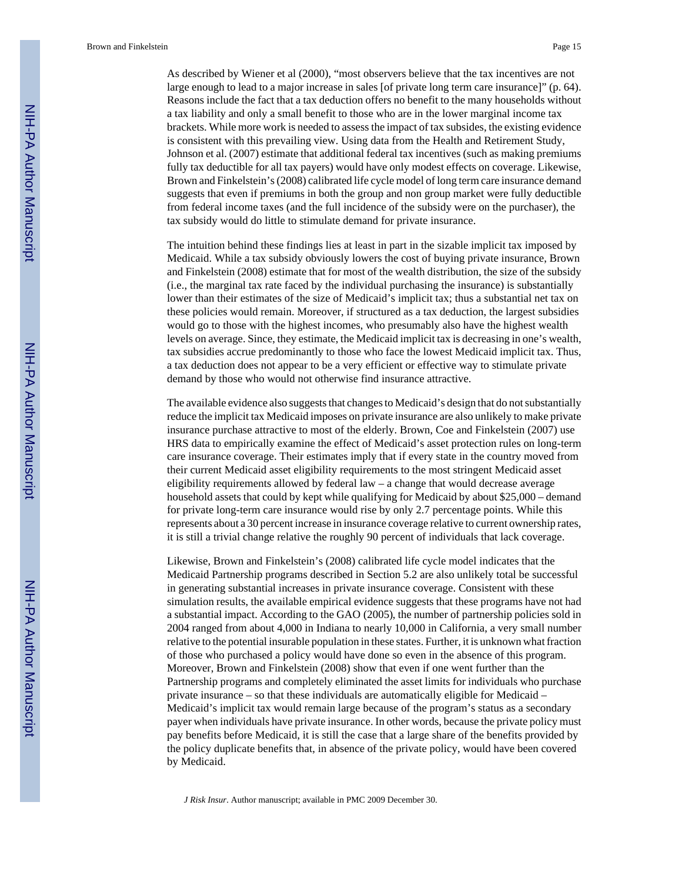As described by Wiener et al (2000), "most observers believe that the tax incentives are not large enough to lead to a major increase in sales [of private long term care insurance]" (p. 64). Reasons include the fact that a tax deduction offers no benefit to the many households without a tax liability and only a small benefit to those who are in the lower marginal income tax brackets. While more work is needed to assess the impact of tax subsides, the existing evidence is consistent with this prevailing view. Using data from the Health and Retirement Study, Johnson et al. (2007) estimate that additional federal tax incentives (such as making premiums fully tax deductible for all tax payers) would have only modest effects on coverage. Likewise, Brown and Finkelstein's (2008) calibrated life cycle model of long term care insurance demand suggests that even if premiums in both the group and non group market were fully deductible from federal income taxes (and the full incidence of the subsidy were on the purchaser), the tax subsidy would do little to stimulate demand for private insurance.

The intuition behind these findings lies at least in part in the sizable implicit tax imposed by Medicaid. While a tax subsidy obviously lowers the cost of buying private insurance, Brown and Finkelstein (2008) estimate that for most of the wealth distribution, the size of the subsidy (i.e., the marginal tax rate faced by the individual purchasing the insurance) is substantially lower than their estimates of the size of Medicaid's implicit tax; thus a substantial net tax on these policies would remain. Moreover, if structured as a tax deduction, the largest subsidies would go to those with the highest incomes, who presumably also have the highest wealth levels on average. Since, they estimate, the Medicaid implicit tax is decreasing in one's wealth, tax subsidies accrue predominantly to those who face the lowest Medicaid implicit tax. Thus, a tax deduction does not appear to be a very efficient or effective way to stimulate private demand by those who would not otherwise find insurance attractive.

The available evidence also suggests that changes to Medicaid's design that do not substantially reduce the implicit tax Medicaid imposes on private insurance are also unlikely to make private insurance purchase attractive to most of the elderly. Brown, Coe and Finkelstein (2007) use HRS data to empirically examine the effect of Medicaid's asset protection rules on long-term care insurance coverage. Their estimates imply that if every state in the country moved from their current Medicaid asset eligibility requirements to the most stringent Medicaid asset eligibility requirements allowed by federal law – a change that would decrease average household assets that could by kept while qualifying for Medicaid by about $25,000 – demand for private long-term care insurance would rise by only 2.7 percentage points. While this represents about a 30 percent increase in insurance coverage relative to current ownership rates, it is still a trivial change relative the roughly 90 percent of individuals that lack coverage.

Likewise, Brown and Finkelstein's (2008) calibrated life cycle model indicates that the Medicaid Partnership programs described in Section 5.2 are also unlikely total be successful in generating substantial increases in private insurance coverage. Consistent with these simulation results, the available empirical evidence suggests that these programs have not had a substantial impact. According to the GAO (2005), the number of partnership policies sold in 2004 ranged from about 4,000 in Indiana to nearly 10,000 in California, a very small number relative to the potential insurable population in these states. Further, it is unknown what fraction of those who purchased a policy would have done so even in the absence of this program. Moreover, Brown and Finkelstein (2008) show that even if one went further than the Partnership programs and completely eliminated the asset limits for individuals who purchase private insurance – so that these individuals are automatically eligible for Medicaid – Medicaid's implicit tax would remain large because of the program's status as a secondary payer when individuals have private insurance. In other words, because the private policy must pay benefits before Medicaid, it is still the case that a large share of the benefits provided by the policy duplicate benefits that, in absence of the private policy, would have been covered by Medicaid.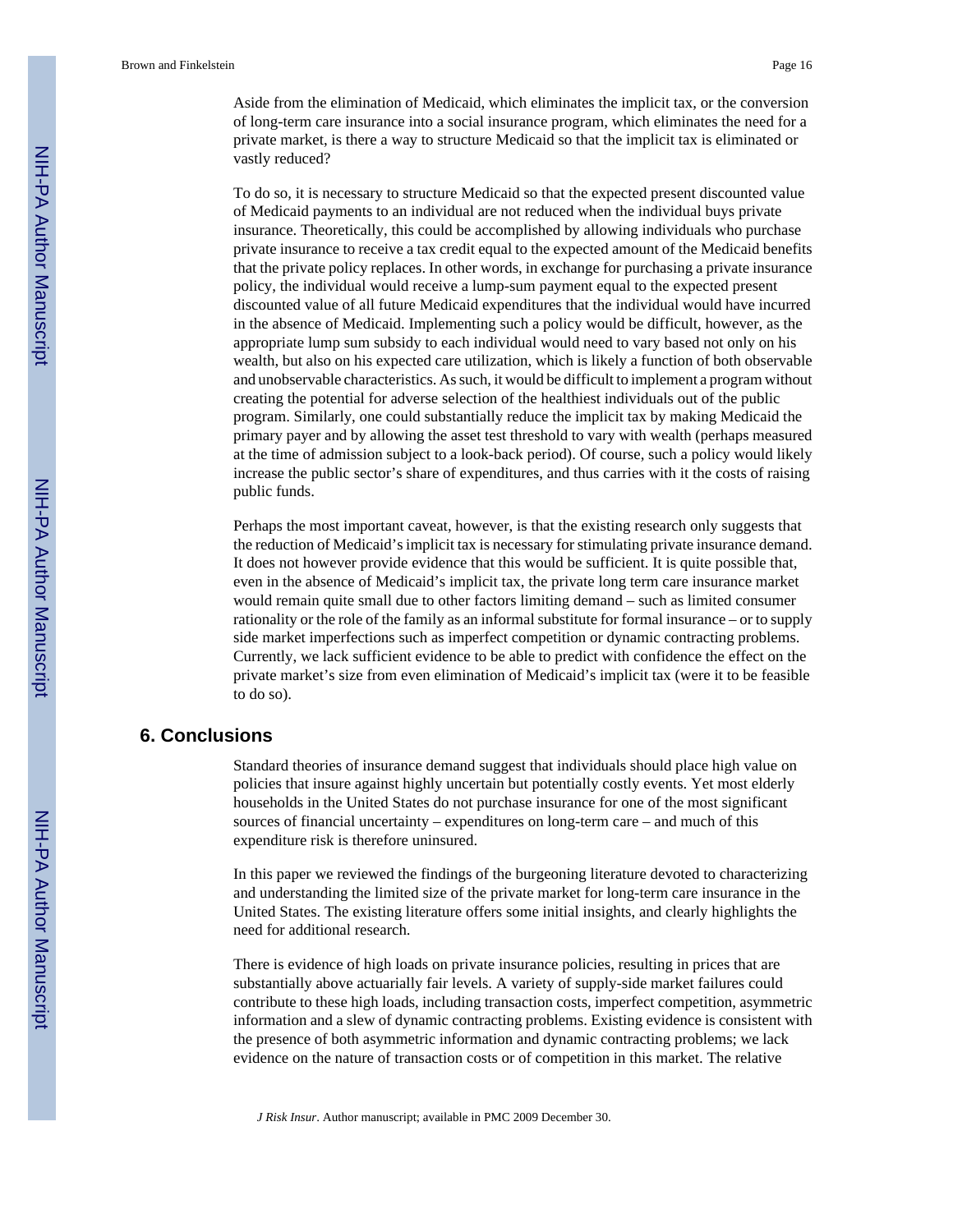Aside from the elimination of Medicaid, which eliminates the implicit tax, or the conversion of long-term care insurance into a social insurance program, which eliminates the need for a private market, is there a way to structure Medicaid so that the implicit tax is eliminated or vastly reduced?

To do so, it is necessary to structure Medicaid so that the expected present discounted value of Medicaid payments to an individual are not reduced when the individual buys private insurance. Theoretically, this could be accomplished by allowing individuals who purchase private insurance to receive a tax credit equal to the expected amount of the Medicaid benefits that the private policy replaces. In other words, in exchange for purchasing a private insurance policy, the individual would receive a lump-sum payment equal to the expected present discounted value of all future Medicaid expenditures that the individual would have incurred in the absence of Medicaid. Implementing such a policy would be difficult, however, as the appropriate lump sum subsidy to each individual would need to vary based not only on his wealth, but also on his expected care utilization, which is likely a function of both observable and unobservable characteristics. As such, it would be difficult to implement a program without creating the potential for adverse selection of the healthiest individuals out of the public program. Similarly, one could substantially reduce the implicit tax by making Medicaid the primary payer and by allowing the asset test threshold to vary with wealth (perhaps measured at the time of admission subject to a look-back period). Of course, such a policy would likely increase the public sector's share of expenditures, and thus carries with it the costs of raising public funds.

Perhaps the most important caveat, however, is that the existing research only suggests that the reduction of Medicaid's implicit tax is necessary for stimulating private insurance demand. It does not however provide evidence that this would be sufficient. It is quite possible that, even in the absence of Medicaid's implicit tax, the private long term care insurance market would remain quite small due to other factors limiting demand – such as limited consumer rationality or the role of the family as an informal substitute for formal insurance – or to supply side market imperfections such as imperfect competition or dynamic contracting problems. Currently, we lack sufficient evidence to be able to predict with confidence the effect on the private market's size from even elimination of Medicaid's implicit tax (were it to be feasible to do so).

## 6. Conclusions

Standard theories of insurance demand suggest that individuals should place high value on policies that insure against highly uncertain but potentially costly events. Yet most elderly households in the United States do not purchase insurance for one of the most significant sources of financial uncertainty – expenditures on long-term care – and much of this expenditure risk is therefore uninsured.

In this paper we reviewed the findings of the burgeoning literature devoted to characterizing and understanding the limited size of the private market for long-term care insurance in the United States. The existing literature offers some initial insights, and clearly highlights the need for additional research.

There is evidence of high loads on private insurance policies, resulting in prices that are substantially above actuarially fair levels. A variety of supply-side market failures could contribute to these high loads, including transaction costs, imperfect competition, asymmetric information and a slew of dynamic contracting problems. Existing evidence is consistent with the presence of both asymmetric information and dynamic contracting problems; we lack evidence on the nature of transaction costs or of competition in this market. The relative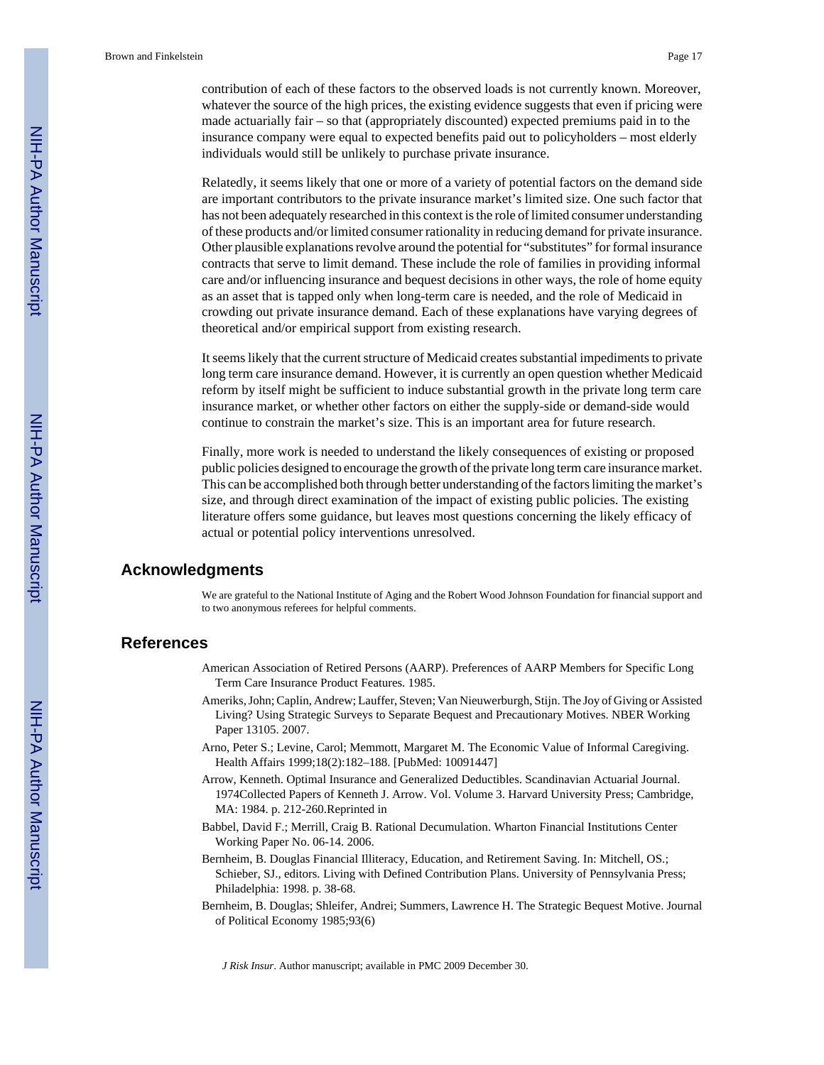contribution of each of these factors to the observed loads is not currently known. Moreover, whatever the source of the high prices, the existing evidence suggests that even if pricing were made actuarially fair – so that (appropriately discounted) expected premiums paid in to the insurance company were equal to expected benefits paid out to policyholders – most elderly individuals would still be unlikely to purchase private insurance.

Relatedly, it seems likely that one or more of a variety of potential factors on the demand side are important contributors to the private insurance market's limited size. One such factor that has not been adequately researched in this context is the role of limited consumer understanding of these products and/or limited consumer rationality in reducing demand for private insurance. Other plausible explanations revolve around the potential for "substitutes" for formal insurance contracts that serve to limit demand. These include the role of families in providing informal care and/or influencing insurance and bequest decisions in other ways, the role of home equity as an asset that is tapped only when long-term care is needed, and the role of Medicaid in crowding out private insurance demand. Each of these explanations have varying degrees of theoretical and/or empirical support from existing research.

It seems likely that the current structure of Medicaid creates substantial impediments to private long term care insurance demand. However, it is currently an open question whether Medicaid reform by itself might be sufficient to induce substantial growth in the private long term care insurance market, or whether other factors on either the supply-side or demand-side would continue to constrain the market's size. This is an important area for future research.

Finally, more work is needed to understand the likely consequences of existing or proposed public policies designed to encourage the growth of the private long term care insurance market. This can be accomplished both through better understanding of the factors limiting the market's size, and through direct examination of the impact of existing public policies. The existing literature offers some guidance, but leaves most questions concerning the likely efficacy of actual or potential policy interventions unresolved.

## Acknowledgments

We are grateful to the National Institute of Aging and the Robert Wood Johnson Foundation for financial support and to two anonymous referees for helpful comments.

## References

American Association of Retired Persons (AARP). Preferences of AARP Members for Specific Long Term Care Insurance Product Features. 1985.

Ameriks, John; Caplin, Andrew; Lauffer, Steven; Van Nieuwerburgh, Stijn. The Joy of Giving or Assisted Living? Using Strategic Surveys to Separate Bequest and Precautionary Motives. NBER Working Paper 13105. 2007.

Arno, Peter S.; Levine, Carol; Memmott, Margaret M. The Economic Value of Informal Caregiving. Health Affairs 1999;18(2):182–188. [PubMed: 10091447]

Arrow, Kenneth. Optimal Insurance and Generalized Deductibles. Scandinavian Actuarial Journal. 1974Collected Papers of Kenneth J. Arrow. Vol. Volume 3. Harvard University Press; Cambridge, MA: 1984. p. 212-260.Reprinted in

Babbel, David F.; Merrill, Craig B. Rational Decumulation. Wharton Financial Institutions Center Working Paper No. 06-14. 2006.

Bernheim, B. Douglas Financial Illiteracy, Education, and Retirement Saving. In: Mitchell, OS.; Schieber, SJ., editors. Living with Defined Contribution Plans. University of Pennsylvania Press; Philadelphia: 1998. p. 38-68.

Bernheim, B. Douglas; Shleifer, Andrei; Summers, Lawrence H. The Strategic Bequest Motive. Journal of Political Economy 1985;93(6)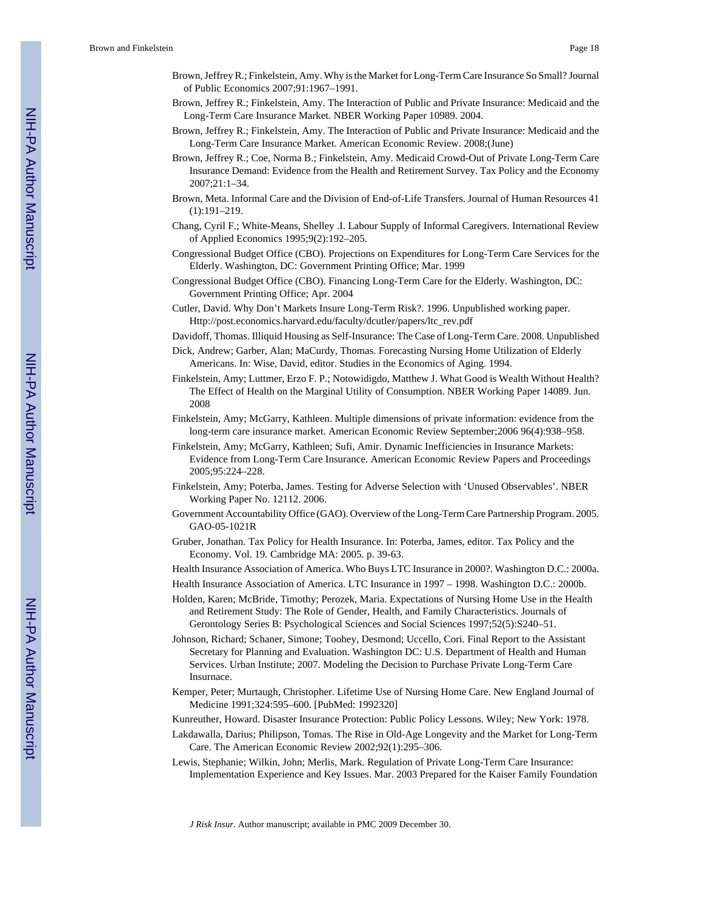Brown, Jeffrey R.; Finkelstein, Amy. Why is the Market for Long-Term Care Insurance So Small? Journal of Public Economics 2007;91:1967–1991.

Brown, Jeffrey R.; Finkelstein, Amy. The Interaction of Public and Private Insurance: Medicaid and the Long-Term Care Insurance Market. NBER Working Paper 10989. 2004.

Brown, Jeffrey R.; Finkelstein, Amy. The Interaction of Public and Private Insurance: Medicaid and the Long-Term Care Insurance Market. American Economic Review. 2008;(June)

Brown, Jeffrey R.; Coe, Norma B.; Finkelstein, Amy. Medicaid Crowd-Out of Private Long-Term Care Insurance Demand: Evidence from the Health and Retirement Survey. Tax Policy and the Economy 2007;21:1–34.

Brown, Meta. Informal Care and the Division of End-of-Life Transfers. Journal of Human Resources 41 (1):191–219.

Chang, Cyril F.; White-Means, Shelley .I. Labour Supply of Informal Caregivers. International Review of Applied Economics 1995;9(2):192–205.

Congressional Budget Office (CBO). Projections on Expenditures for Long-Term Care Services for the Elderly. Washington, DC: Government Printing Office; Mar. 1999

Congressional Budget Office (CBO). Financing Long-Term Care for the Elderly. Washington, DC: Government Printing Office; Apr. 2004

Cutler, David. Why Don't Markets Insure Long-Term Risk?. 1996. Unpublished working paper. Http://post.economics.harvard.edu/faculty/dcutler/papers/ltc_rev.pdf

Davidoff, Thomas. Illiquid Housing as Self-Insurance: The Case of Long-Term Care. 2008. Unpublished

Dick, Andrew; Garber, Alan; MaCurdy, Thomas. Forecasting Nursing Home Utilization of Elderly Americans. In: Wise, David, editor. Studies in the Economics of Aging. 1994.

Finkelstein, Amy; Luttmer, Erzo F. P.; Notowidigdo, Matthew J. What Good is Wealth Without Health? The Effect of Health on the Marginal Utility of Consumption. NBER Working Paper 14089. Jun. 2008

Finkelstein, Amy; McGarry, Kathleen. Multiple dimensions of private information: evidence from the long-term care insurance market. American Economic Review September;2006 96(4):938–958.

Finkelstein, Amy; McGarry, Kathleen; Sufi, Amir. Dynamic Inefficiencies in Insurance Markets: Evidence from Long-Term Care Insurance. American Economic Review Papers and Proceedings 2005;95:224–228.

Finkelstein, Amy; Poterba, James. Testing for Adverse Selection with 'Unused Observables'. NBER Working Paper No. 12112. 2006.

Government Accountability Office (GAO). Overview of the Long-Term Care Partnership Program. 2005. GAO-05-1021R

Gruber, Jonathan. Tax Policy for Health Insurance. In: Poterba, James, editor. Tax Policy and the Economy. Vol. 19. Cambridge MA: 2005. p. 39-63.

Health Insurance Association of America. Who Buys LTC Insurance in 2000?. Washington D.C.: 2000a.

Health Insurance Association of America. LTC Insurance in 1997 – 1998. Washington D.C.: 2000b.

Holden, Karen; McBride, Timothy; Perozek, Maria. Expectations of Nursing Home Use in the Health and Retirement Study: The Role of Gender, Health, and Family Characteristics. Journals of Gerontology Series B: Psychological Sciences and Social Sciences 1997;52(5):S240–51.

Johnson, Richard; Schaner, Simone; Toohey, Desmond; Uccello, Cori. Final Report to the Assistant Secretary for Planning and Evaluation. Washington DC: U.S. Department of Health and Human Services. Urban Institute; 2007. Modeling the Decision to Purchase Private Long-Term Care Insurnace.

Kemper, Peter; Murtaugh, Christopher. Lifetime Use of Nursing Home Care. New England Journal of Medicine 1991;324:595–600. [PubMed: 1992320]

Kunreuther, Howard. Disaster Insurance Protection: Public Policy Lessons. Wiley; New York: 1978.

Lakdawalla, Darius; Philipson, Tomas. The Rise in Old-Age Longevity and the Market for Long-Term Care. The American Economic Review 2002;92(1):295–306.

Lewis, Stephanie; Wilkin, John; Merlis, Mark. Regulation of Private Long-Term Care Insurance: Implementation Experience and Key Issues. Mar. 2003 Prepared for the Kaiser Family Foundation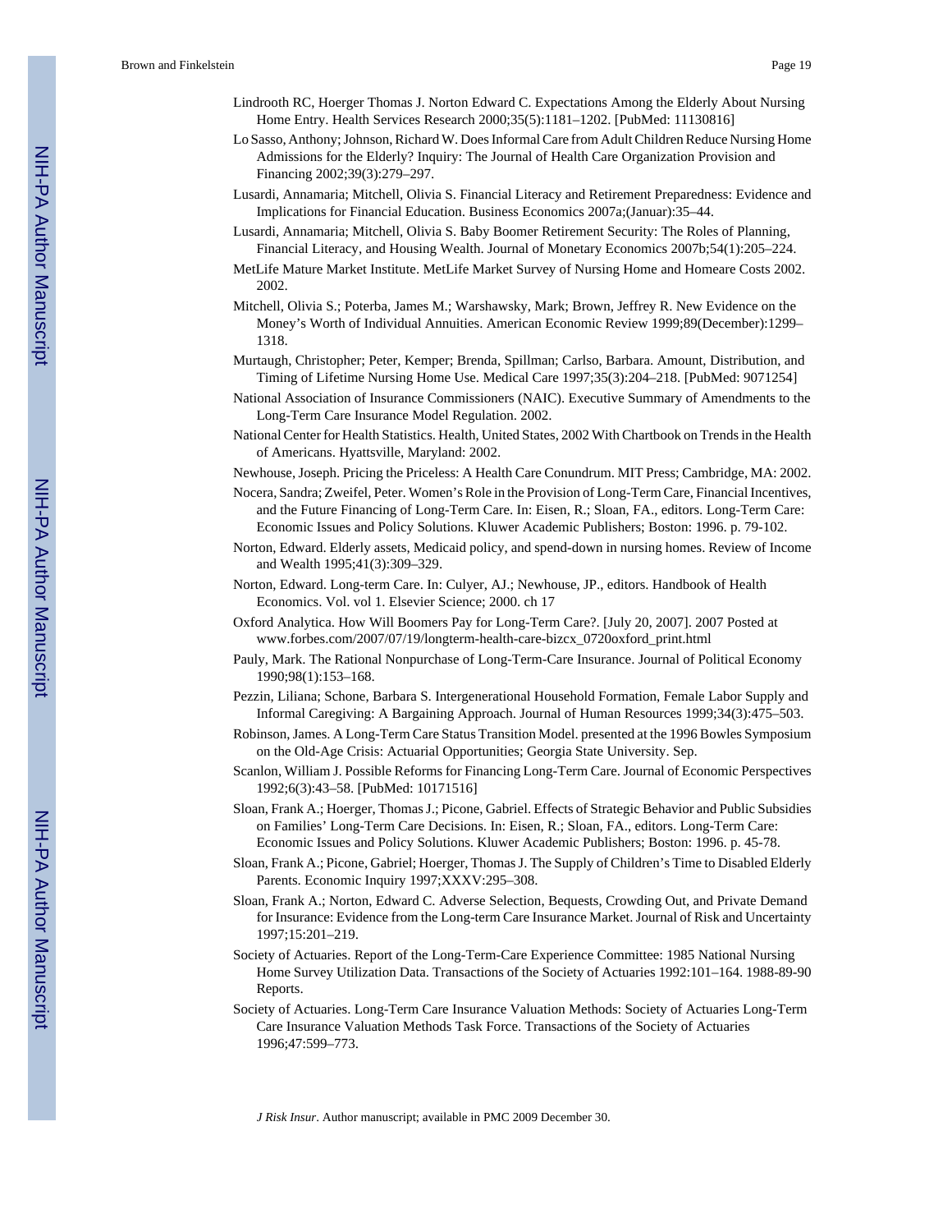Lindrooth RC, Hoerger Thomas J. Norton Edward C. Expectations Among the Elderly About Nursing Home Entry. Health Services Research 2000;35(5):1181–1202. [PubMed: 11130816]

Lo Sasso, Anthony; Johnson, Richard W. Does Informal Care from Adult Children Reduce Nursing Home Admissions for the Elderly? Inquiry: The Journal of Health Care Organization Provision and Financing 2002;39(3):279–297.

Lusardi, Annamaria; Mitchell, Olivia S. Financial Literacy and Retirement Preparedness: Evidence and Implications for Financial Education. Business Economics 2007a;(Januar):35–44.

Lusardi, Annamaria; Mitchell, Olivia S. Baby Boomer Retirement Security: The Roles of Planning, Financial Literacy, and Housing Wealth. Journal of Monetary Economics 2007b;54(1):205–224.

MetLife Mature Market Institute. MetLife Market Survey of Nursing Home and Homeare Costs 2002. 2002.

Mitchell, Olivia S.; Poterba, James M.; Warshawsky, Mark; Brown, Jeffrey R. New Evidence on the Money's Worth of Individual Annuities. American Economic Review 1999;89(December):1299–1318.

Murtaugh, Christopher; Peter, Kemper; Brenda, Spillman; Carlso, Barbara. Amount, Distribution, and Timing of Lifetime Nursing Home Use. Medical Care 1997;35(3):204–218. [PubMed: 9071254]

National Association of Insurance Commissioners (NAIC). Executive Summary of Amendments to the Long-Term Care Insurance Model Regulation. 2002.

National Center for Health Statistics. Health, United States, 2002 With Chartbook on Trends in the Health of Americans. Hyattsville, Maryland: 2002.

Newhouse, Joseph. Pricing the Priceless: A Health Care Conundrum. MIT Press; Cambridge, MA: 2002.

Nocera, Sandra; Zweifel, Peter. Women's Role in the Provision of Long-Term Care, Financial Incentives, and the Future Financing of Long-Term Care. In: Eisen, R.; Sloan, FA., editors. Long-Term Care: Economic Issues and Policy Solutions. Kluwer Academic Publishers; Boston: 1996. p. 79-102.

Norton, Edward. Elderly assets, Medicaid policy, and spend-down in nursing homes. Review of Income and Wealth 1995;41(3):309–329.

Norton, Edward. Long-term Care. In: Culyer, AJ.; Newhouse, JP., editors. Handbook of Health Economics. Vol. vol 1. Elsevier Science; 2000. ch 17

Oxford Analytica. How Will Boomers Pay for Long-Term Care?. [July 20, 2007]. 2007 Posted at www.forbes.com/2007/07/19/longterm-health-care-bizcx_0720oxford_print.html

Pauly, Mark. The Rational Nonpurchase of Long-Term-Care Insurance. Journal of Political Economy 1990;98(1):153–168.

Pezzin, Liliana; Schone, Barbara S. Intergenerational Household Formation, Female Labor Supply and Informal Caregiving: A Bargaining Approach. Journal of Human Resources 1999;34(3):475–503.

Robinson, James. A Long-Term Care Status Transition Model. presented at the 1996 Bowles Symposium on the Old-Age Crisis: Actuarial Opportunities; Georgia State University. Sep.

Scanlon, William J. Possible Reforms for Financing Long-Term Care. Journal of Economic Perspectives 1992;6(3):43–58. [PubMed: 10171516]

Sloan, Frank A.; Hoerger, Thomas J.; Picone, Gabriel. Effects of Strategic Behavior and Public Subsidies on Families' Long-Term Care Decisions. In: Eisen, R.; Sloan, FA., editors. Long-Term Care: Economic Issues and Policy Solutions. Kluwer Academic Publishers; Boston: 1996. p. 45-78.

Sloan, Frank A.; Picone, Gabriel; Hoerger, Thomas J. The Supply of Children's Time to Disabled Elderly Parents. Economic Inquiry 1997;XXXV:295–308.

Sloan, Frank A.; Norton, Edward C. Adverse Selection, Bequests, Crowding Out, and Private Demand for Insurance: Evidence from the Long-term Care Insurance Market. Journal of Risk and Uncertainty 1997;15:201–219.

Society of Actuaries. Report of the Long-Term-Care Experience Committee: 1985 National Nursing Home Survey Utilization Data. Transactions of the Society of Actuaries 1992:101–164. 1988-89-90 Reports.

Society of Actuaries. Long-Term Care Insurance Valuation Methods: Society of Actuaries Long-Term Care Insurance Valuation Methods Task Force. Transactions of the Society of Actuaries 1996;47:599–773.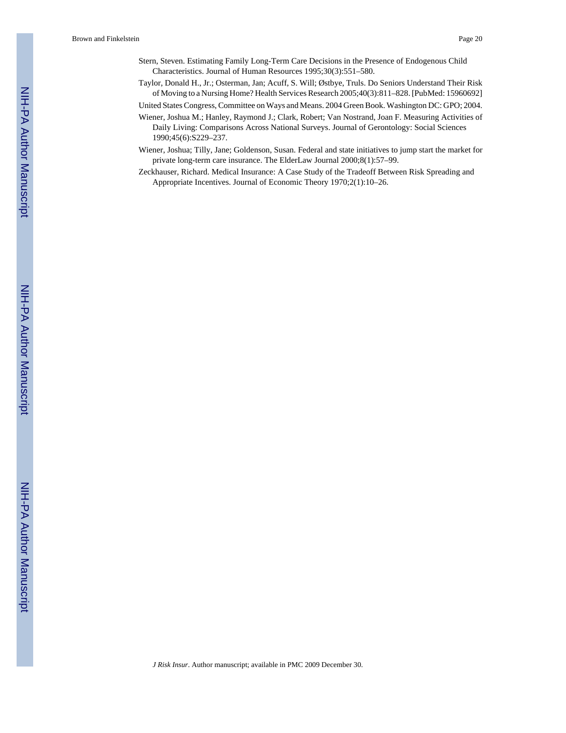Stern, Steven. Estimating Family Long-Term Care Decisions in the Presence of Endogenous Child Characteristics. Journal of Human Resources 1995;30(3):551–580.

Taylor, Donald H., Jr.; Osterman, Jan; Acuff, S. Will; Østbye, Truls. Do Seniors Understand Their Risk of Moving to a Nursing Home? Health Services Research 2005;40(3):811–828. [PubMed: 15960692]

United States Congress, Committee on Ways and Means. 2004 Green Book. Washington DC: GPO; 2004.

Wiener, Joshua M.; Hanley, Raymond J.; Clark, Robert; Van Nostrand, Joan F. Measuring Activities of Daily Living: Comparisons Across National Surveys. Journal of Gerontology: Social Sciences 1990;45(6):S229–237.

Wiener, Joshua; Tilly, Jane; Goldenson, Susan. Federal and state initiatives to jump start the market for private long-term care insurance. The ElderLaw Journal 2000;8(1):57–99.

Zeckhauser, Richard. Medical Insurance: A Case Study of the Tradeoff Between Risk Spreading and Appropriate Incentives. Journal of Economic Theory 1970;2(1):10–26.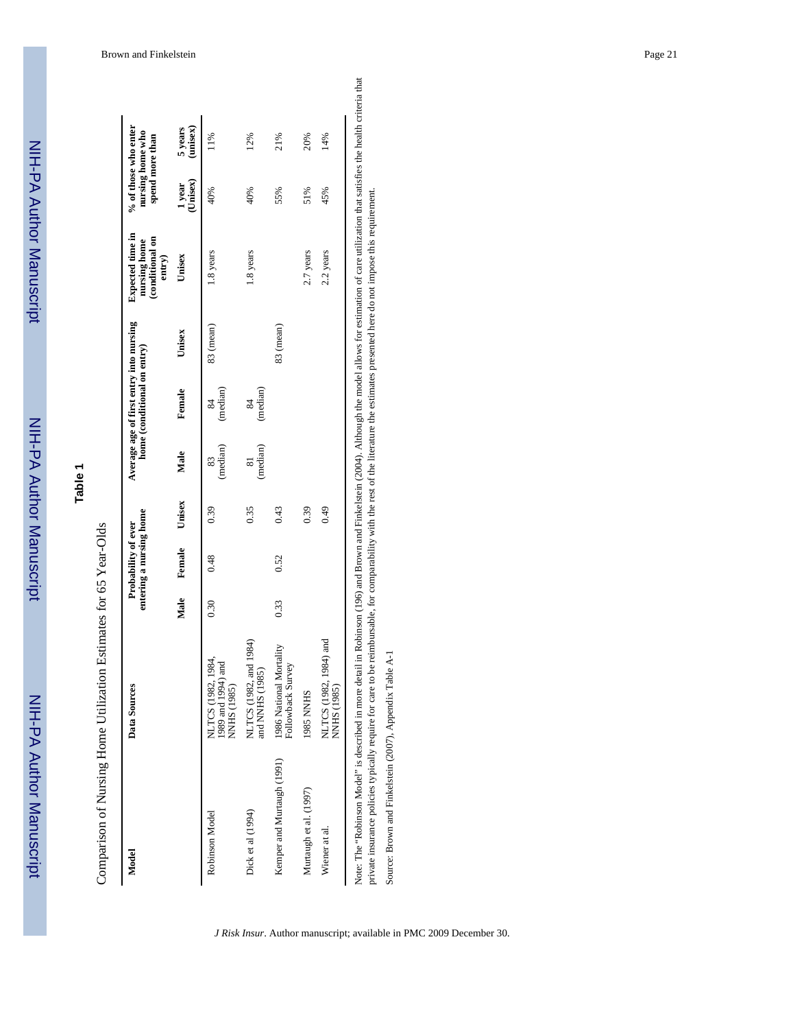## Table 1

Comparison of Nursing Home Utilization Estimates for 65 Year-Olds

| Model | Data Sources | Probability of ever entering a nursing home | | | Average age of first entry into nursing home (conditional on entry) | | | Expected time in nursing home (conditional on entry) | % of those who enter nursing home who spend more than | |
|---|---|---|---|---|---|---|---|---|---|---|
| | | Male | Female | Unisex | Male | Female | Unisex | Unisex | 1 year (Unisex) | 5 years (unisex) |
| Robinson Model | NLTCS (1982, 1984, 1989 and 1994) and NNHS (1985) | 0.30 | 0.48 | 0.39 | 83 (median) | 84 (median) | 83 (mean) | 1.8 years | 40% | 11% |
| Dick et al (1994) | NLTCS (1982, and 1984) and NNHS (1985) | | | 0.35 | 81 (median) | 84 (median) | | 1.8 years | 40% | 12% |
| Kemper and Murtaugh (1991) | 1986 National Mortality Followback Survey | 0.33 | 0.52 | 0.43 | | | 83 (mean) | | 55% | 21% |
| Murtaugh et al. (1997) | 1985 NNHS | | | 0.39 | | | | 2.7 years | 51% | 20% |
| Wiener at al. | NLTCS (1982, 1984) and NNHS (1985) | | | 0.49 | | | | 2.2 years | 45% | 14% |

Note: The "Robinson Model" is described in more detail in Robinson (196) and Brown and Finkelstein (2004). Although the model allows for estimation of care utilization that satisfies the health criteria that private insurance policies typically require for care to be reimbursable, for comparability with the rest of the literature the estimates presented here do not impose this requirement.

Source: Brown and Finkelstein (2007), Appendix Table A-1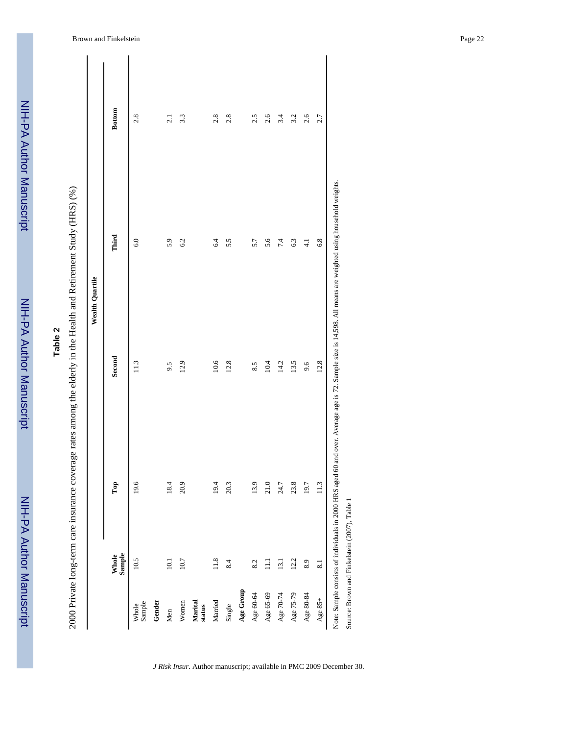### Table 2

2000 Private long-term care insurance coverage rates among the elderly in the Health and Retirement Study (HRS) (%)

| | Whole Sample | Wealth Quartile | | | |
|---|---|---|---|---|---|
| | | Top | Second | Third | Bottom |
| Whole Sample | 10.5 | 19.6 | 11.3 | 6.0 | 2.8 |
| **Gender** | | | | | |
| Men | 10.1 | 18.4 | 9.5 | 5.9 | 2.1 |
| Women | 10.7 | 20.9 | 12.9 | 6.2 | 3.3 |
| **Marital status** | | | | | |
| Married | 11.8 | 19.4 | 10.6 | 6.4 | 2.8 |
| Single | 8.4 | 20.3 | 12.8 | 5.5 | 2.8 |
| **Age Group** | | | | | |
| Age 60-64 | 8.2 | 13.9 | 8.5 | 5.7 | 2.5 |
| Age 65-69 | 11.1 | 21.0 | 10.4 | 5.6 | 2.6 |
| Age 70-74 | 13.1 | 24.7 | 14.2 | 7.4 | 3.4 |
| Age 75-79 | 12.2 | 23.8 | 13.5 | 6.3 | 3.2 |
| Age 80-84 | 8.9 | 19.7 | 9.6 | 4.1 | 2.6 |
| Age 85+ | 8.1 | 11.3 | 12.8 | 6.8 | 2.7 |

Note: Sample consists of individuals in 2000 HRS aged 60 and over. Average age is 72. Sample size is 14,598. All means are weighted using household weights.

Source: Brown and Finkelstein (2007), Table 1